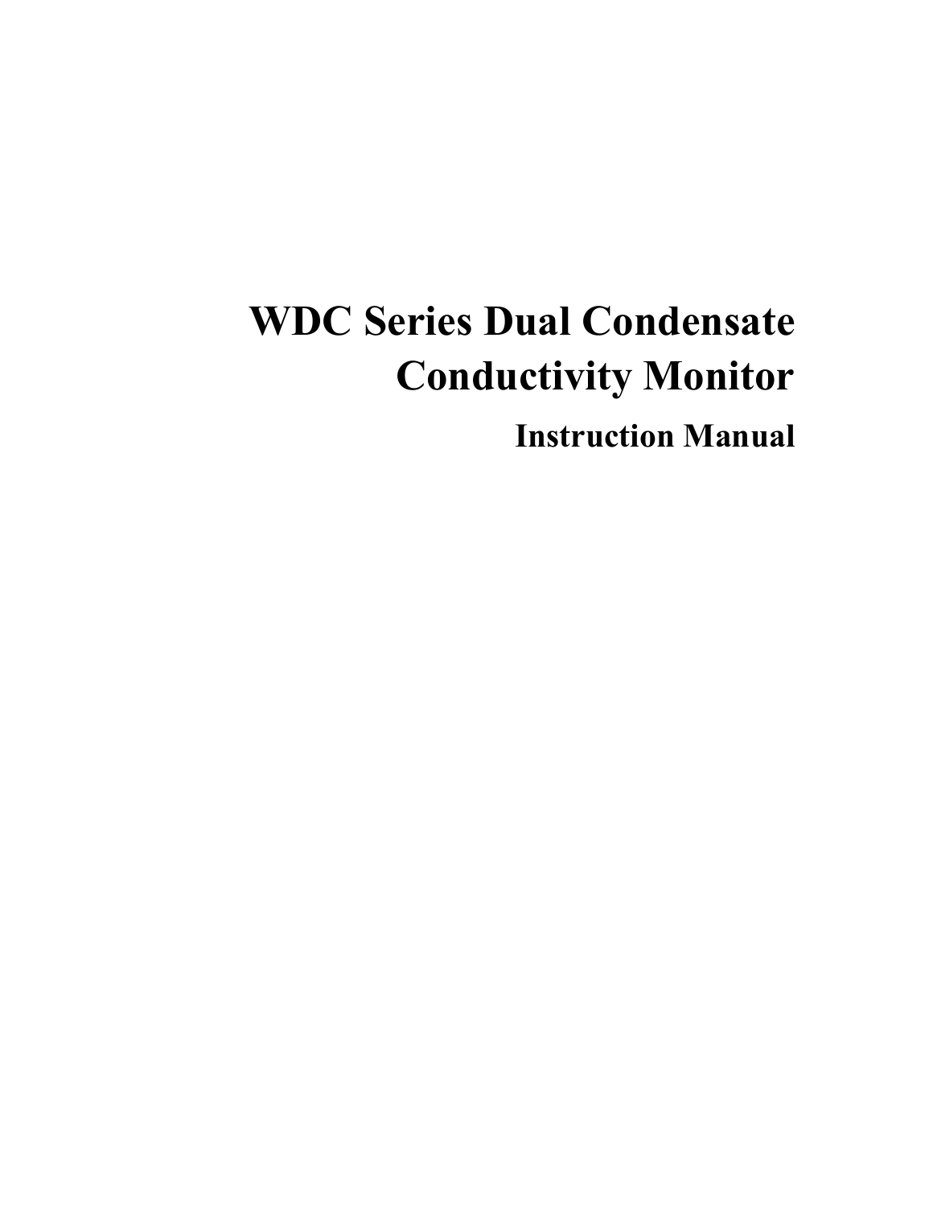# WDC Series Dual Condensate Conductivity Monitor

## Instruction Manual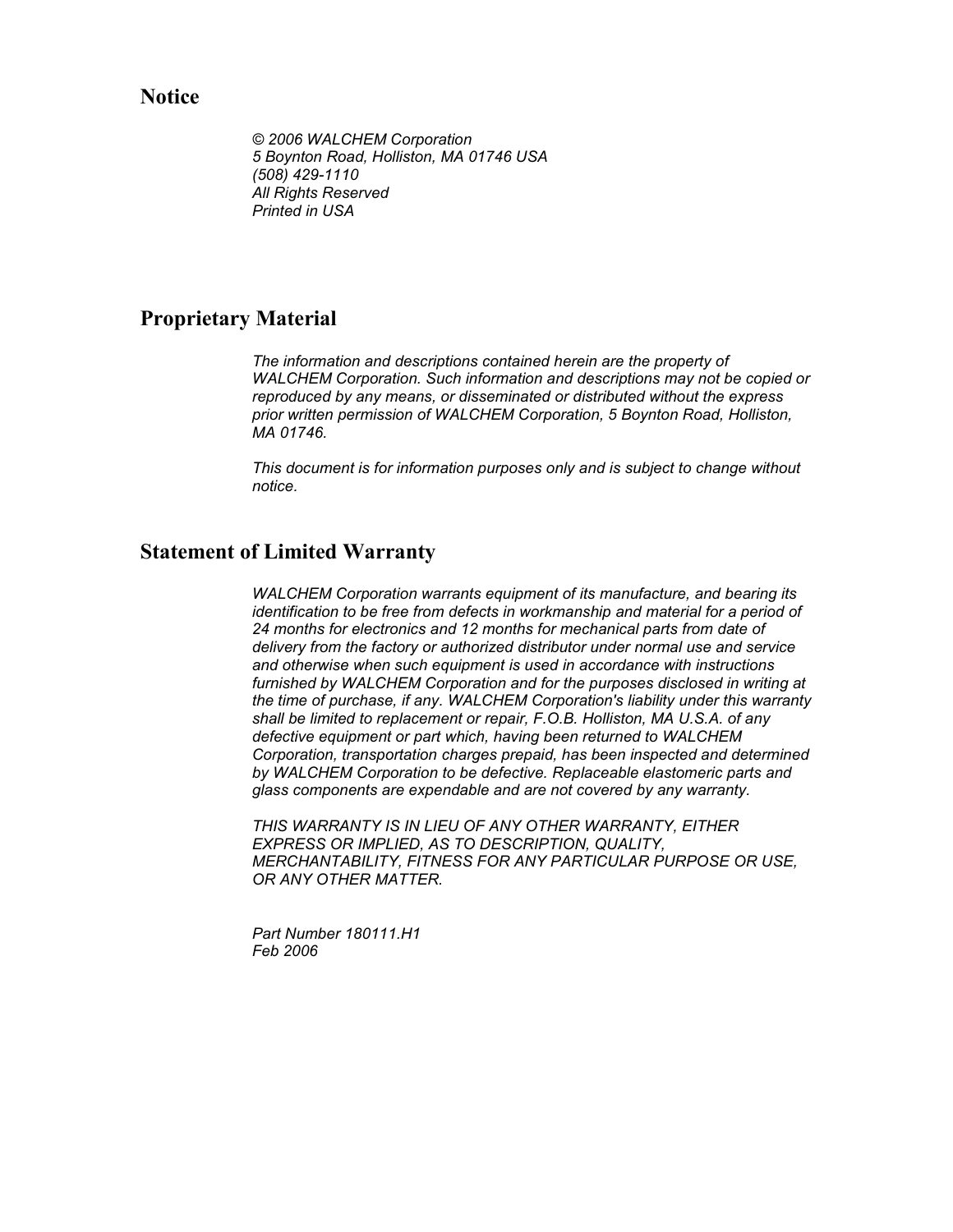## Notice

*© 2006 WALCHEM Corporation*
*5 Boynton Road, Holliston, MA 01746 USA*
*(508) 429-1110*
*All Rights Reserved*
*Printed in USA*

## Proprietary Material

*The information and descriptions contained herein are the property of WALCHEM Corporation. Such information and descriptions may not be copied or reproduced by any means, or disseminated or distributed without the express prior written permission of WALCHEM Corporation, 5 Boynton Road, Holliston, MA 01746.*

*This document is for information purposes only and is subject to change without notice.*

## Statement of Limited Warranty

*WALCHEM Corporation warrants equipment of its manufacture, and bearing its identification to be free from defects in workmanship and material for a period of 24 months for electronics and 12 months for mechanical parts from date of delivery from the factory or authorized distributor under normal use and service and otherwise when such equipment is used in accordance with instructions furnished by WALCHEM Corporation and for the purposes disclosed in writing at the time of purchase, if any. WALCHEM Corporation's liability under this warranty shall be limited to replacement or repair, F.O.B. Holliston, MA U.S.A. of any defective equipment or part which, having been returned to WALCHEM Corporation, transportation charges prepaid, has been inspected and determined by WALCHEM Corporation to be defective. Replaceable elastomeric parts and glass components are expendable and are not covered by any warranty.*

*THIS WARRANTY IS IN LIEU OF ANY OTHER WARRANTY, EITHER EXPRESS OR IMPLIED, AS TO DESCRIPTION, QUALITY, MERCHANTABILITY, FITNESS FOR ANY PARTICULAR PURPOSE OR USE, OR ANY OTHER MATTER.*

*Part Number 180111.H1*
*Feb 2006*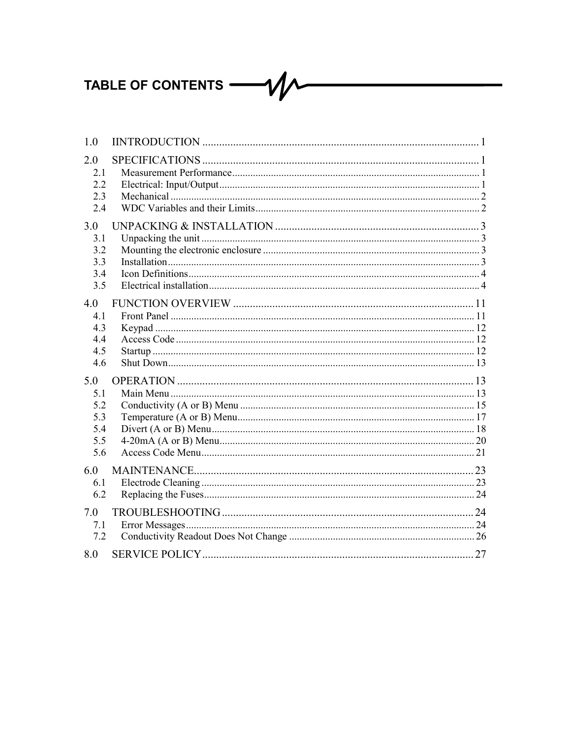# TABLE OF CONTENTS

1.0 IINTRODUCTION ..... 1

2.0 SPECIFICATIONS ..... 1
- 2.1 Measurement Performance ..... 1
- 2.2 Electrical: Input/Output ..... 1
- 2.3 Mechanical ..... 2
- 2.4 WDC Variables and their Limits ..... 2

3.0 UNPACKING & INSTALLATION ..... 3
- 3.1 Unpacking the unit ..... 3
- 3.2 Mounting the electronic enclosure ..... 3
- 3.3 Installation ..... 3
- 3.4 Icon Definitions ..... 4
- 3.5 Electrical installation ..... 4

4.0 FUNCTION OVERVIEW ..... 11
- 4.1 Front Panel ..... 11
- 4.3 Keypad ..... 12
- 4.4 Access Code ..... 12
- 4.5 Startup ..... 12
- 4.6 Shut Down ..... 13

5.0 OPERATION ..... 13
- 5.1 Main Menu ..... 13
- 5.2 Conductivity (A or B) Menu ..... 15
- 5.3 Temperature (A or B) Menu ..... 17
- 5.4 Divert (A or B) Menu ..... 18
- 5.5 4-20mA (A or B) Menu ..... 20
- 5.6 Access Code Menu ..... 21

6.0 MAINTENANCE ..... 23
- 6.1 Electrode Cleaning ..... 23
- 6.2 Replacing the Fuses ..... 24

7.0 TROUBLESHOOTING ..... 24
- 7.1 Error Messages ..... 24
- 7.2 Conductivity Readout Does Not Change ..... 26

8.0 SERVICE POLICY ..... 27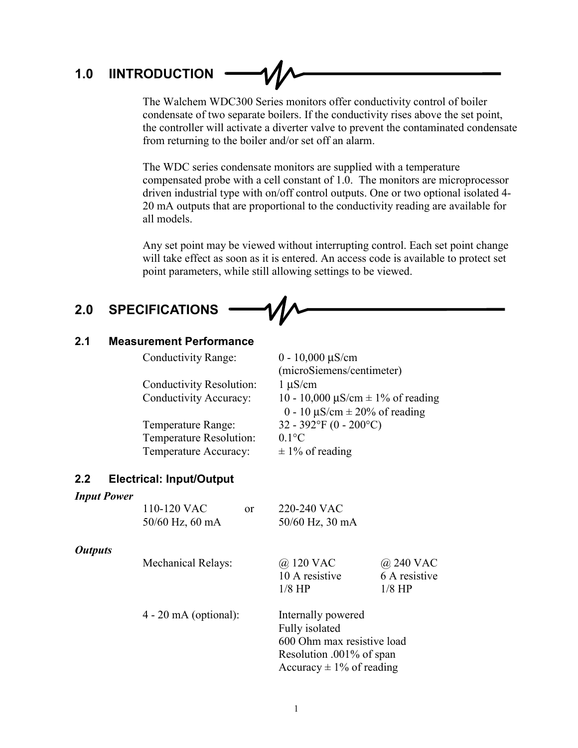# 1.0 IINTRODUCTION

The Walchem WDC300 Series monitors offer conductivity control of boiler condensate of two separate boilers. If the conductivity rises above the set point, the controller will activate a diverter valve to prevent the contaminated condensate from returning to the boiler and/or set off an alarm.

The WDC series condensate monitors are supplied with a temperature compensated probe with a cell constant of 1.0. The monitors are microprocessor driven industrial type with on/off control outputs. One or two optional isolated 4-20 mA outputs that are proportional to the conductivity reading are available for all models.

Any set point may be viewed without interrupting control. Each set point change will take effect as soon as it is entered. An access code is available to protect set point parameters, while still allowing settings to be viewed.

# 2.0 SPECIFICATIONS

## 2.1 Measurement Performance

| | |
|---|---|
| Conductivity Range: | 0 - 10,000 µS/cm (microSiemens/centimeter) |
| Conductivity Resolution: | 1 µS/cm |
| Conductivity Accuracy: | 10 - 10,000 µS/cm ± 1% of reading<br>0 - 10 µS/cm ± 20% of reading |
| Temperature Range: | 32 - 392°F (0 - 200°C) |
| Temperature Resolution: | 0.1°C |
| Temperature Accuracy: | ± 1% of reading |

## 2.2 Electrical: Input/Output

***Input Power***

| | | |
|---|---|---|
| 110-120 VAC<br>50/60 Hz, 60 mA | or | 220-240 VAC<br>50/60 Hz, 30 mA |

***Outputs***

| | | |
|---|---|---|
| Mechanical Relays: | @ 120 VAC<br>10 A resistive<br>1/8 HP | @ 240 VAC<br>6 A resistive<br>1/8 HP |

4 - 20 mA (optional):
- Internally powered
- Fully isolated
- 600 Ohm max resistive load
- Resolution .001% of span
- Accuracy ± 1% of reading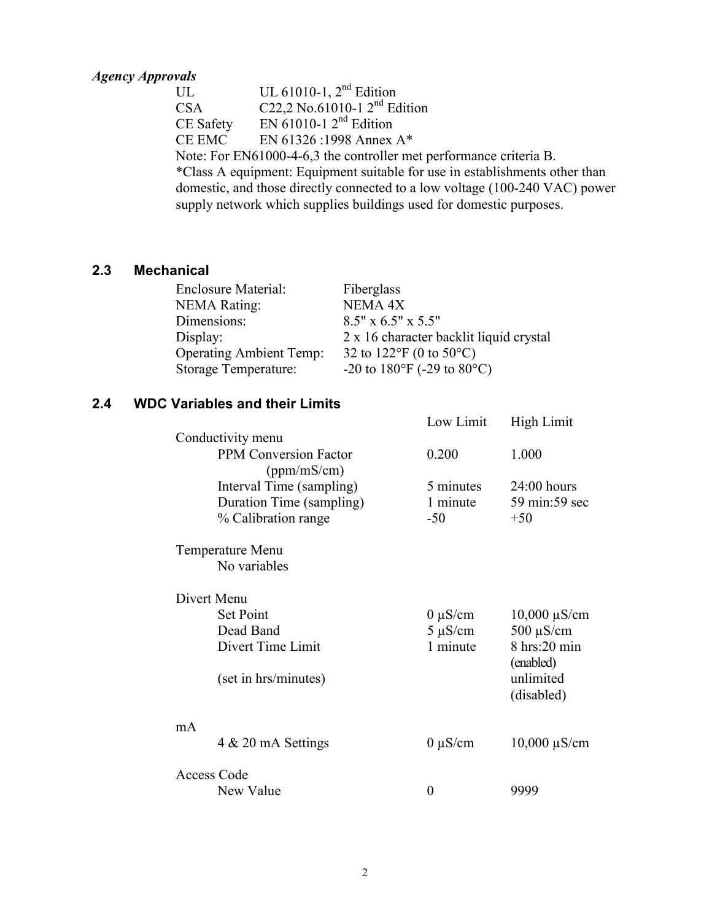***Agency Approvals***

| | |
|---|---|
| UL | UL 61010-1, 2nd Edition |
| CSA | C22,2 No.61010-1 2nd Edition |
| CE Safety | EN 61010-1 2nd Edition |
| CE EMC | EN 61326 :1998 Annex A* |

Note: For EN61000-4-6,3 the controller met performance criteria B.
*Class A equipment: Equipment suitable for use in establishments other than domestic, and those directly connected to a low voltage (100-240 VAC) power supply network which supplies buildings used for domestic purposes.

## 2.3 Mechanical

| | |
|---|---|
| Enclosure Material: | Fiberglass |
| NEMA Rating: | NEMA 4X |
| Dimensions: | 8.5" x 6.5" x 5.5" |
| Display: | 2 x 16 character backlit liquid crystal |
| Operating Ambient Temp: | 32 to 122°F (0 to 50°C) |
| Storage Temperature: | -20 to 180°F (-29 to 80°C) |

## 2.4 WDC Variables and their Limits

| | Low Limit | High Limit |
|---|---|---|
| Conductivity menu | | |
| PPM Conversion Factor (ppm/mS/cm) | 0.200 | 1.000 |
| Interval Time (sampling) | 5 minutes | 24:00 hours |
| Duration Time (sampling) | 1 minute | 59 min:59 sec |
| % Calibration range | -50 | +50 |
| Temperature Menu | | |
| No variables | | |
| Divert Menu | | |
| Set Point | 0 µS/cm | 10,000 µS/cm |
| Dead Band | 5 µS/cm | 500 µS/cm |
| Divert Time Limit | 1 minute | 8 hrs:20 min (enabled) |
| (set in hrs/minutes) | | unlimited (disabled) |
| mA | | |
| 4 & 20 mA Settings | 0 µS/cm | 10,000 µS/cm |
| Access Code | | |
| New Value | 0 | 9999 |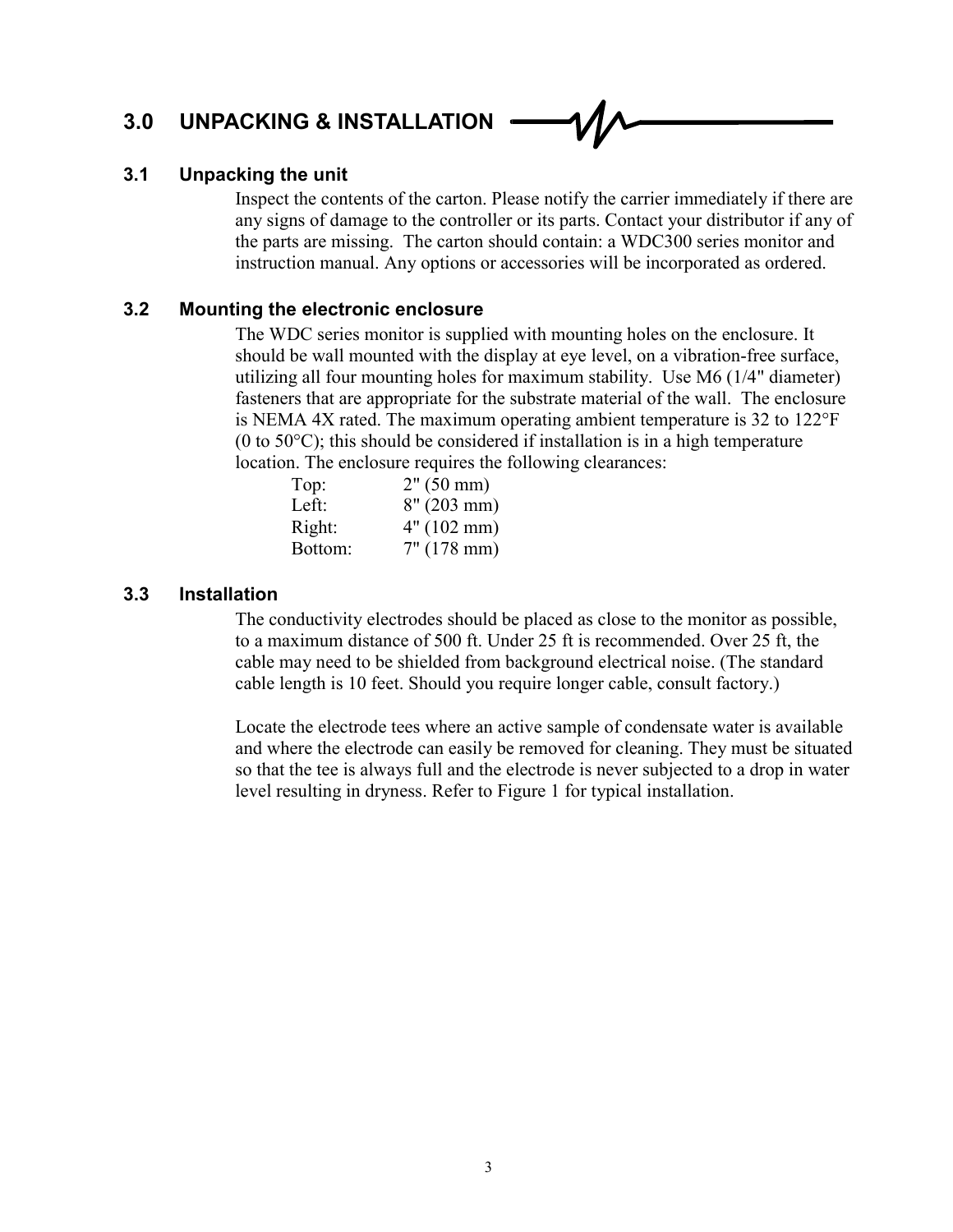# 3.0 UNPACKING & INSTALLATION

## 3.1 Unpacking the unit

Inspect the contents of the carton. Please notify the carrier immediately if there are any signs of damage to the controller or its parts. Contact your distributor if any of the parts are missing. The carton should contain: a WDC300 series monitor and instruction manual. Any options or accessories will be incorporated as ordered.

## 3.2 Mounting the electronic enclosure

The WDC series monitor is supplied with mounting holes on the enclosure. It should be wall mounted with the display at eye level, on a vibration-free surface, utilizing all four mounting holes for maximum stability. Use M6 (1/4" diameter) fasteners that are appropriate for the substrate material of the wall. The enclosure is NEMA 4X rated. The maximum operating ambient temperature is 32 to 122°F (0 to 50°C); this should be considered if installation is in a high temperature location. The enclosure requires the following clearances:

| | |
|---|---|
| Top: | 2" (50 mm) |
| Left: | 8" (203 mm) |
| Right: | 4" (102 mm) |
| Bottom: | 7" (178 mm) |

## 3.3 Installation

The conductivity electrodes should be placed as close to the monitor as possible, to a maximum distance of 500 ft. Under 25 ft is recommended. Over 25 ft, the cable may need to be shielded from background electrical noise. (The standard cable length is 10 feet. Should you require longer cable, consult factory.)

Locate the electrode tees where an active sample of condensate water is available and where the electrode can easily be removed for cleaning. They must be situated so that the tee is always full and the electrode is never subjected to a drop in water level resulting in dryness. Refer to Figure 1 for typical installation.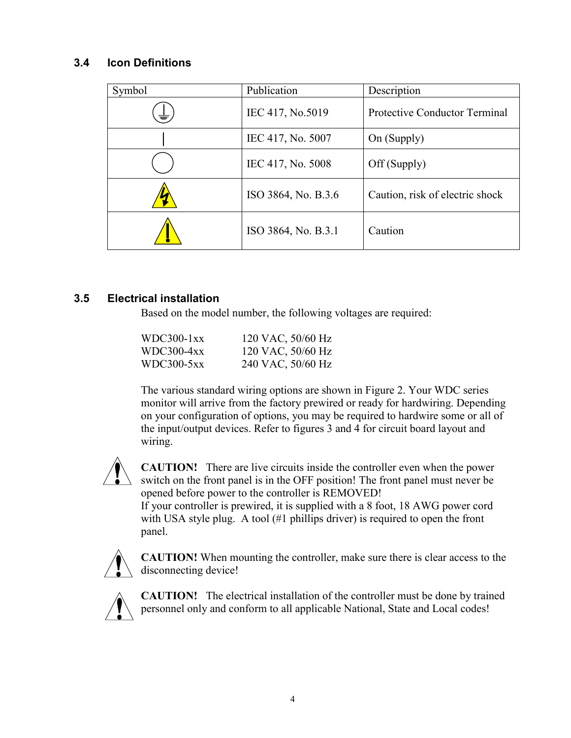### 3.4 Icon Definitions

| Symbol | Publication | Description |
|---|---|---|
| | IEC 417, No.5019 | Protective Conductor Terminal |
| | IEC 417, No. 5007 | On (Supply) |
| | IEC 417, No. 5008 | Off (Supply) |
| | ISO 3864, No. B.3.6 | Caution, risk of electric shock |
| | ISO 3864, No. B.3.1 | Caution |

### 3.5 Electrical installation

Based on the model number, the following voltages are required:

| | |
|---|---|
| WDC300-1xx | 120 VAC, 50/60 Hz |
| WDC300-4xx | 120 VAC, 50/60 Hz |
| WDC300-5xx | 240 VAC, 50/60 Hz |

The various standard wiring options are shown in Figure 2. Your WDC series monitor will arrive from the factory prewired or ready for hardwiring. Depending on your configuration of options, you may be required to hardwire some or all of the input/output devices. Refer to figures 3 and 4 for circuit board layout and wiring.

**CAUTION!** There are live circuits inside the controller even when the power switch on the front panel is in the OFF position! The front panel must never be opened before power to the controller is REMOVED!
If your controller is prewired, it is supplied with a 8 foot, 18 AWG power cord with USA style plug. A tool (#1 phillips driver) is required to open the front panel.

**CAUTION!** When mounting the controller, make sure there is clear access to the disconnecting device!

**CAUTION!** The electrical installation of the controller must be done by trained personnel only and conform to all applicable National, State and Local codes!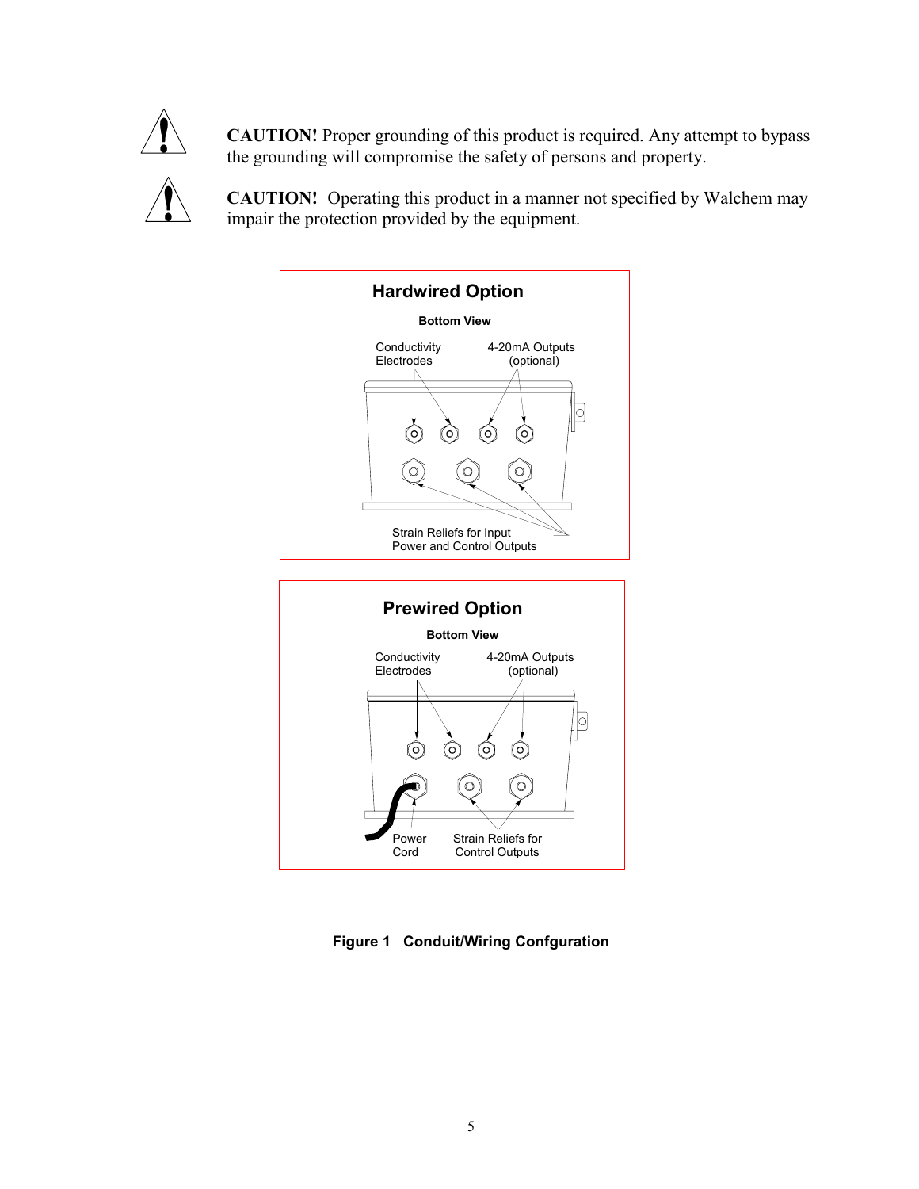**CAUTION!** Proper grounding of this product is required. Any attempt to bypass the grounding will compromise the safety of persons and property.

**CAUTION!** Operating this product in a manner not specified by Walchem may impair the protection provided by the equipment.

**Hardwired Option**

**Bottom View**

Conductivity Electrodes

4-20mA Outputs (optional)

Strain Reliefs for Input Power and Control Outputs

**Prewired Option**

**Bottom View**

Conductivity Electrodes

4-20mA Outputs (optional)

Power Cord

Strain Reliefs for Control Outputs

**Figure 1 Conduit/Wiring Confguration**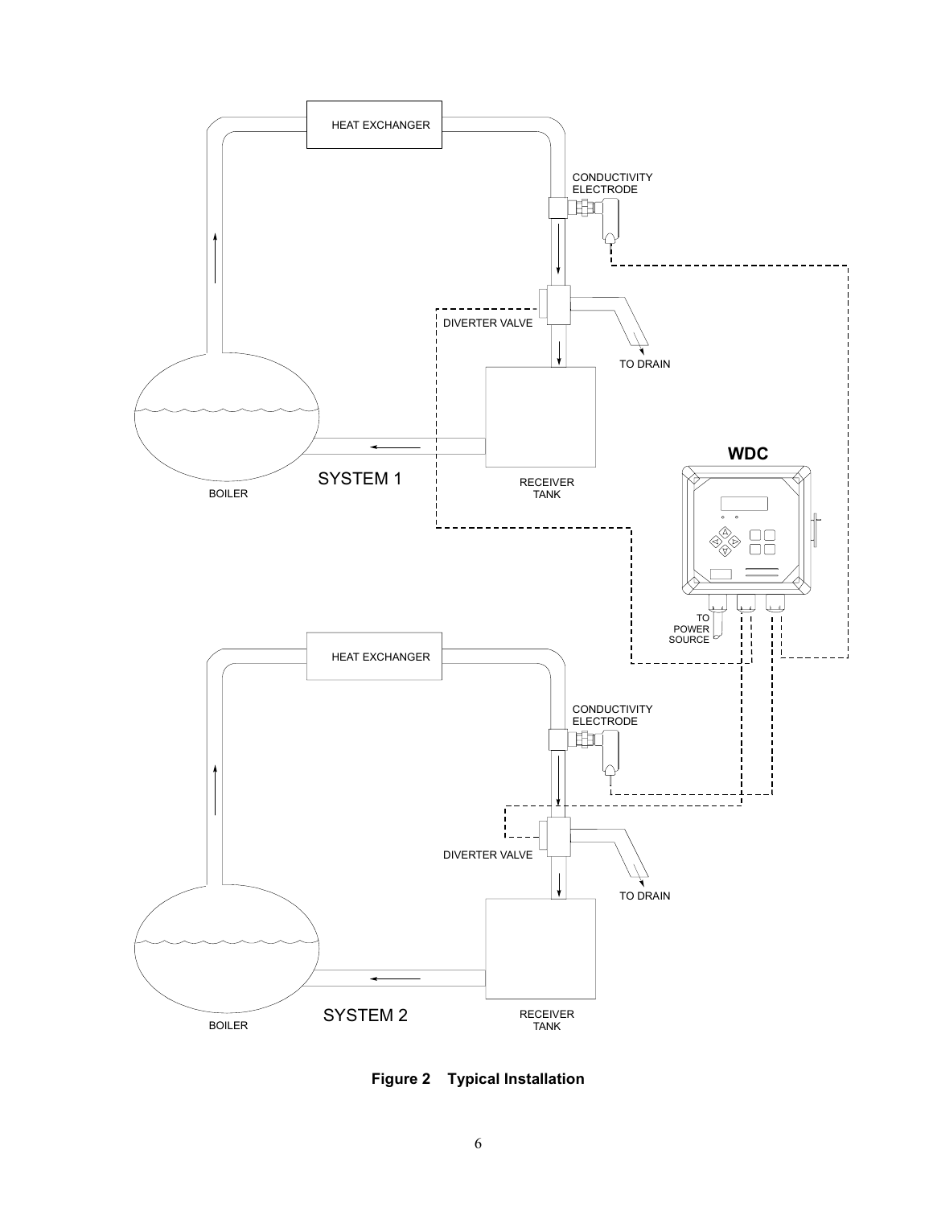**Figure 2 Typical Installation**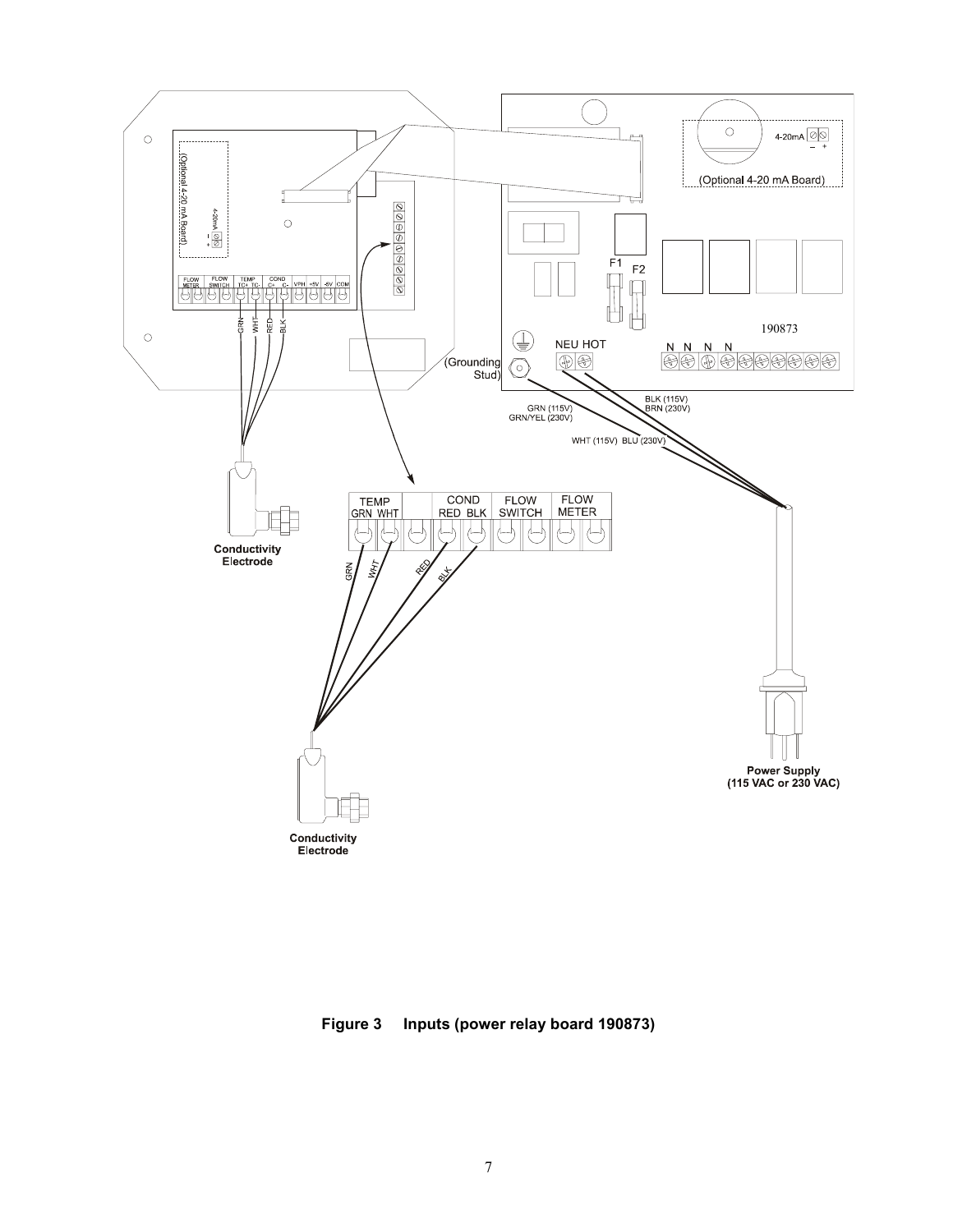**Figure 3 Inputs (power relay board 190873)**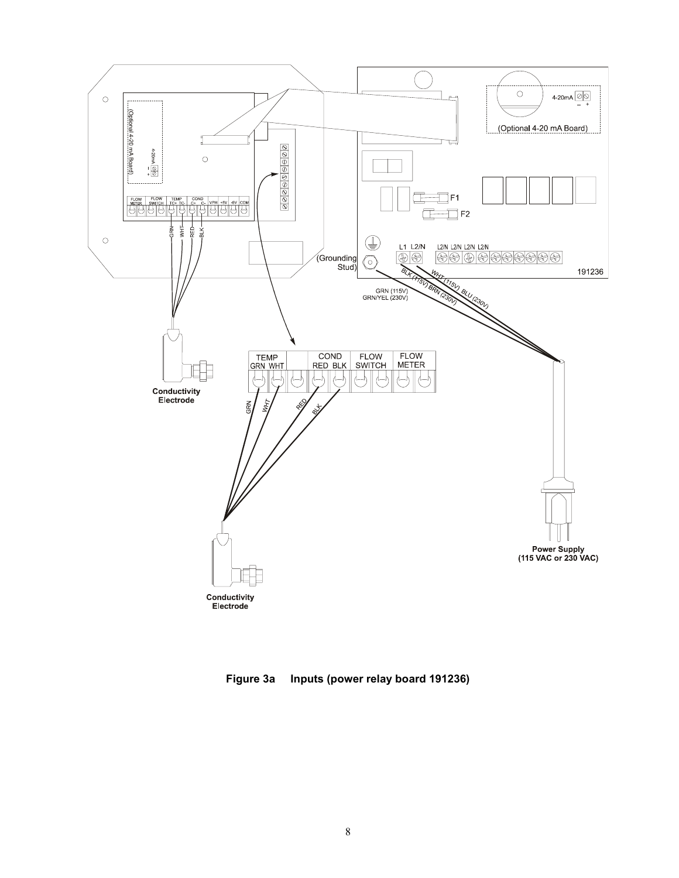**Figure 3a Inputs (power relay board 191236)**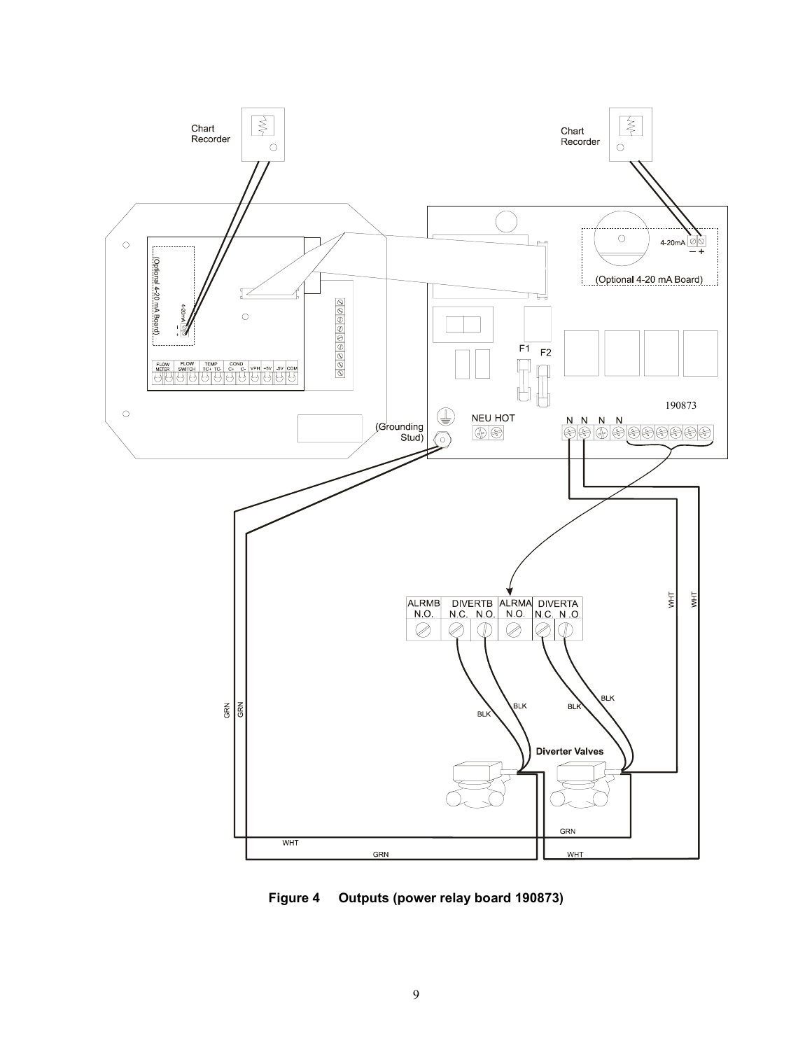**Figure 4 Outputs (power relay board 190873)**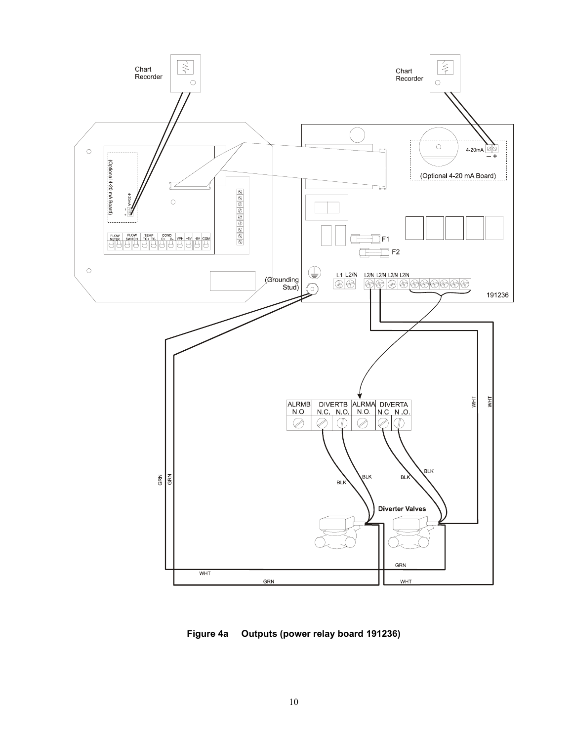**Figure 4a Outputs (power relay board 191236)**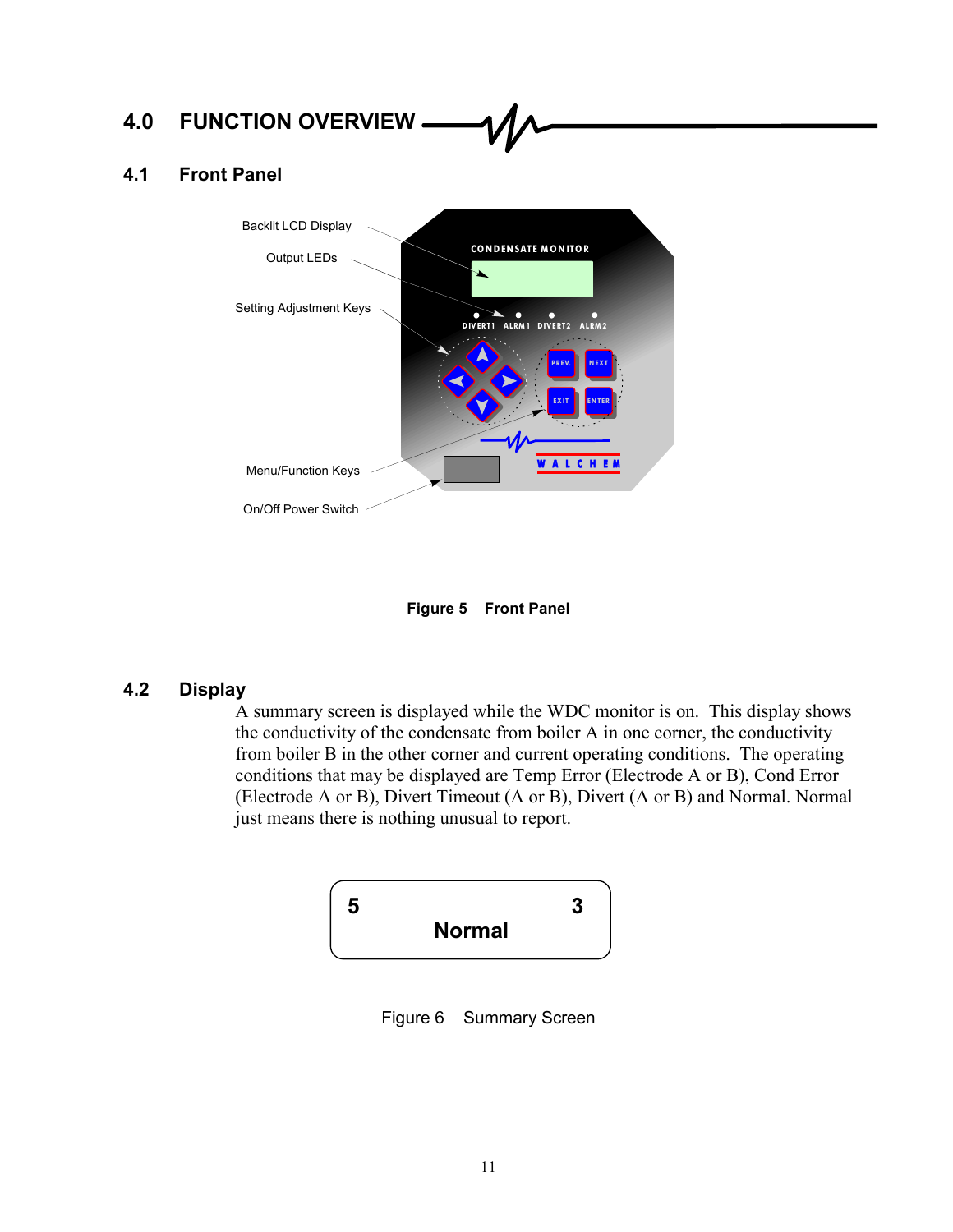# 4.0 FUNCTION OVERVIEW

## 4.1 Front Panel

Backlit LCD Display

Output LEDs

Setting Adjustment Keys

Menu/Function Keys

On/Off Power Switch

CONDENSATE MONITOR

DIVERT1 ALRM1 DIVERT2 ALRM2

PREV. NEXT EXIT ENTER

WALCHEM

**Figure 5 Front Panel**

## 4.2 Display

A summary screen is displayed while the WDC monitor is on. This display shows the conductivity of the condensate from boiler A in one corner, the conductivity from boiler B in the other corner and current operating conditions. The operating conditions that may be displayed are Temp Error (Electrode A or B), Cond Error (Electrode A or B), Divert Timeout (A or B), Divert (A or B) and Normal. Normal just means there is nothing unusual to report.

```
5                    3
       Normal
```

Figure 6 Summary Screen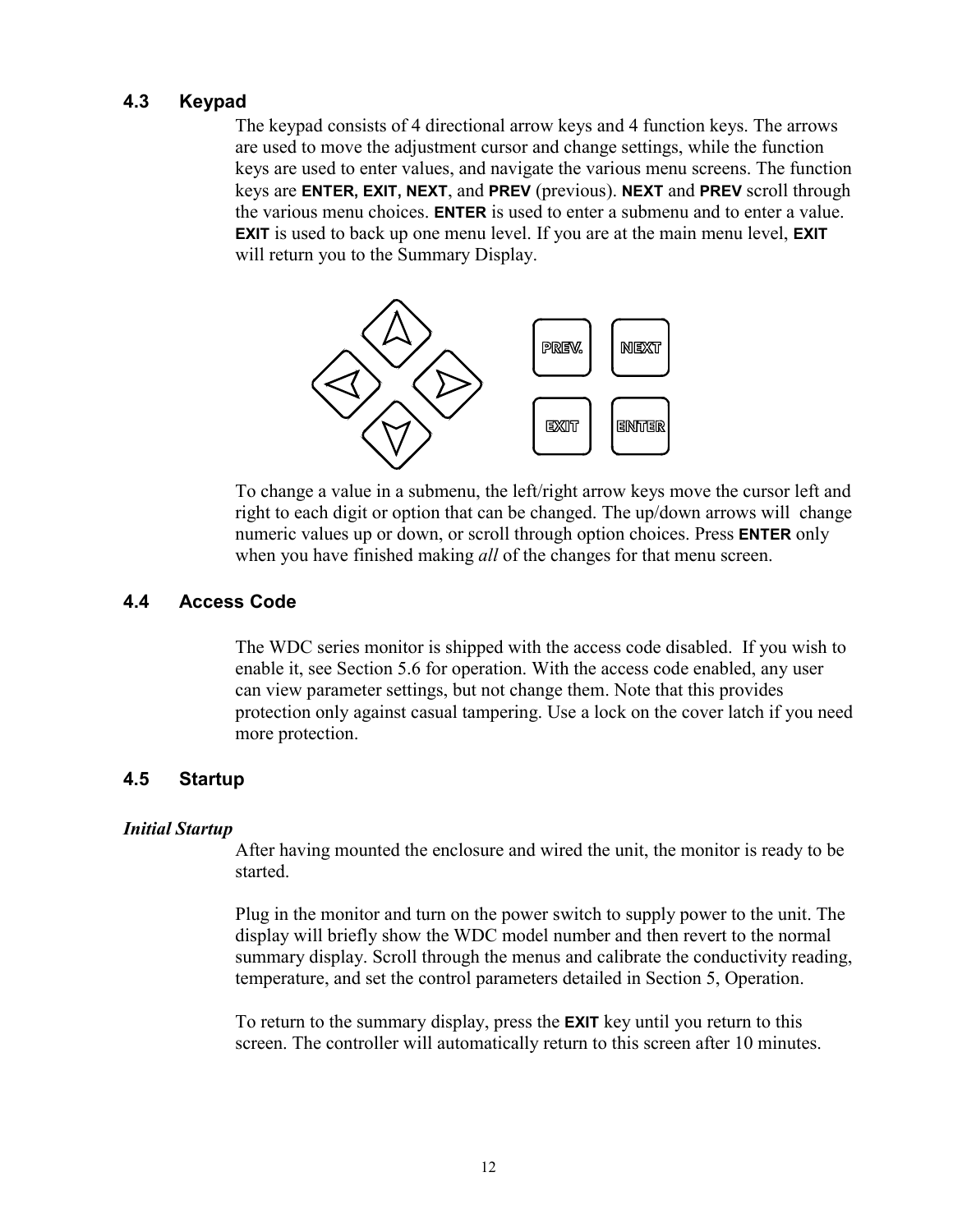### 4.3 Keypad

The keypad consists of 4 directional arrow keys and 4 function keys. The arrows are used to move the adjustment cursor and change settings, while the function keys are used to enter values, and navigate the various menu screens. The function keys are **ENTER**, **EXIT**, **NEXT**, and **PREV** (previous). **NEXT** and **PREV** scroll through the various menu choices. **ENTER** is used to enter a submenu and to enter a value. **EXIT** is used to back up one menu level. If you are at the main menu level, **EXIT** will return you to the Summary Display.

To change a value in a submenu, the left/right arrow keys move the cursor left and right to each digit or option that can be changed. The up/down arrows will change numeric values up or down, or scroll through option choices. Press **ENTER** only when you have finished making *all* of the changes for that menu screen.

### 4.4 Access Code

The WDC series monitor is shipped with the access code disabled. If you wish to enable it, see Section 5.6 for operation. With the access code enabled, any user can view parameter settings, but not change them. Note that this provides protection only against casual tampering. Use a lock on the cover latch if you need more protection.

### 4.5 Startup

***Initial Startup***

After having mounted the enclosure and wired the unit, the monitor is ready to be started.

Plug in the monitor and turn on the power switch to supply power to the unit. The display will briefly show the WDC model number and then revert to the normal summary display. Scroll through the menus and calibrate the conductivity reading, temperature, and set the control parameters detailed in Section 5, Operation.

To return to the summary display, press the **EXIT** key until you return to this screen. The controller will automatically return to this screen after 10 minutes.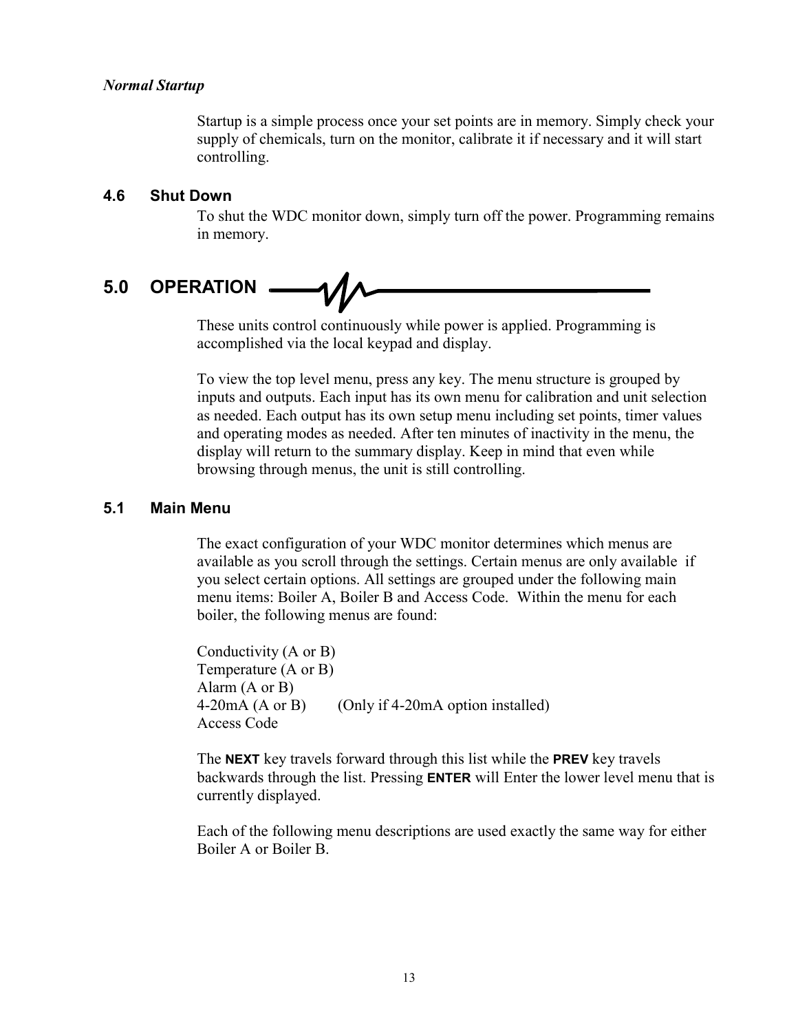*Normal Startup*

Startup is a simple process once your set points are in memory. Simply check your supply of chemicals, turn on the monitor, calibrate it if necessary and it will start controlling.

### 4.6 Shut Down

To shut the WDC monitor down, simply turn off the power. Programming remains in memory.

## 5.0 OPERATION

These units control continuously while power is applied. Programming is accomplished via the local keypad and display.

To view the top level menu, press any key. The menu structure is grouped by inputs and outputs. Each input has its own menu for calibration and unit selection as needed. Each output has its own setup menu including set points, timer values and operating modes as needed. After ten minutes of inactivity in the menu, the display will return to the summary display. Keep in mind that even while browsing through menus, the unit is still controlling.

### 5.1 Main Menu

The exact configuration of your WDC monitor determines which menus are available as you scroll through the settings. Certain menus are only available if you select certain options. All settings are grouped under the following main menu items: Boiler A, Boiler B and Access Code. Within the menu for each boiler, the following menus are found:

Conductivity (A or B)
Temperature (A or B)
Alarm (A or B)
4-20mA (A or B) (Only if 4-20mA option installed)
Access Code

The **NEXT** key travels forward through this list while the **PREV** key travels backwards through the list. Pressing **ENTER** will Enter the lower level menu that is currently displayed.

Each of the following menu descriptions are used exactly the same way for either Boiler A or Boiler B.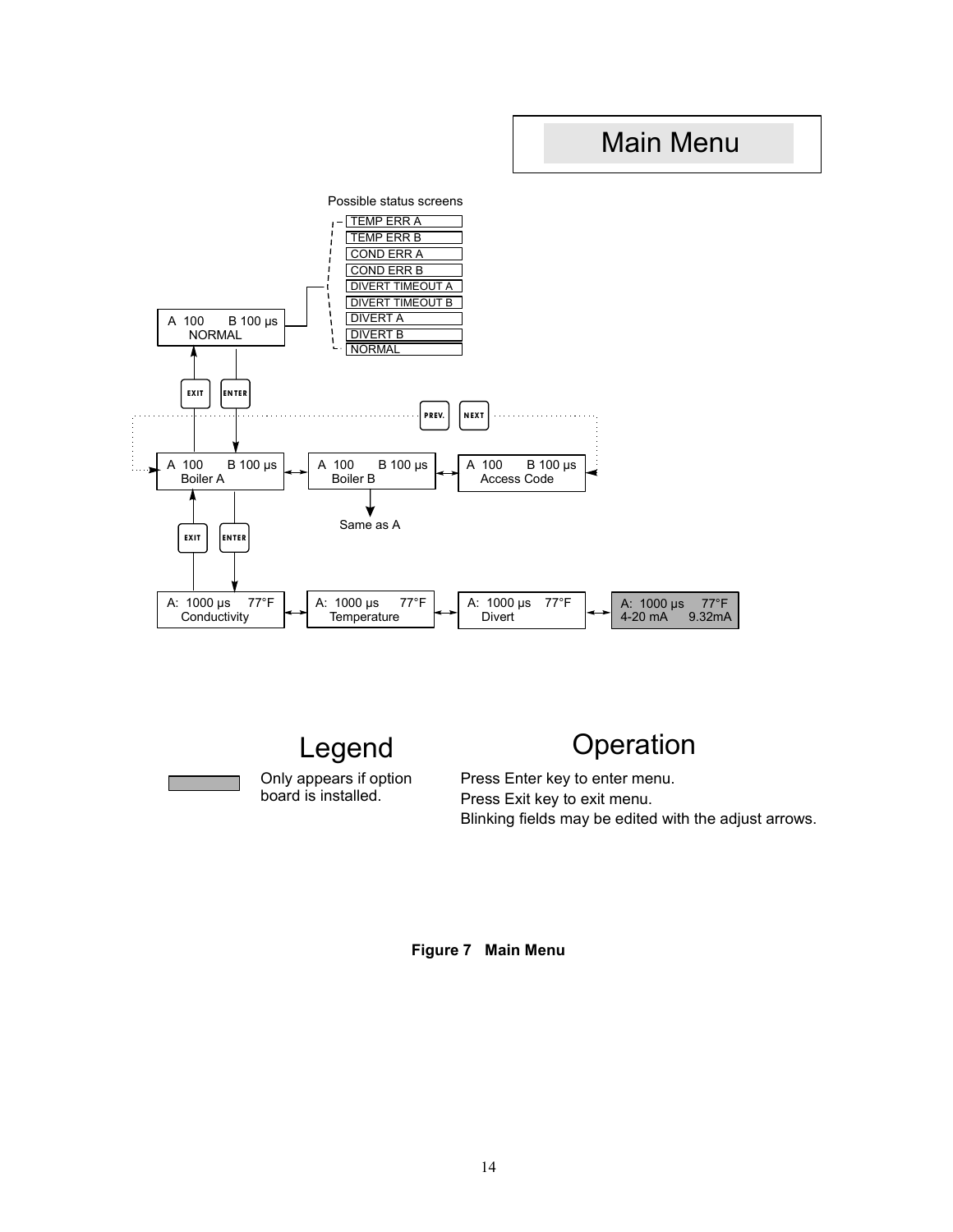# Main Menu

Possible status screens

- TEMP ERR A
- TEMP ERR B
- COND ERR A
- COND ERR B
- DIVERT TIMEOUT A
- DIVERT TIMEOUT B
- DIVERT A
- DIVERT B
- NORMAL

A 100 B 100 µs
NORMAL

EXIT ENTER

PREV. NEXT

A 100 B 100 µs
Boiler A

A 100 B 100 µs
Boiler B

Same as A

A 100 B 100 µs
Access Code

EXIT ENTER

A: 1000 µs 77°F
Conductivity

A: 1000 µs 77°F
Temperature

A: 1000 µs 77°F
Divert

A: 1000 µs 77°F
4-20 mA 9.32mA

## Legend

Only appears if option board is installed.

## Operation

Press Enter key to enter menu.
Press Exit key to exit menu.
Blinking fields may be edited with the adjust arrows.

**Figure 7 Main Menu**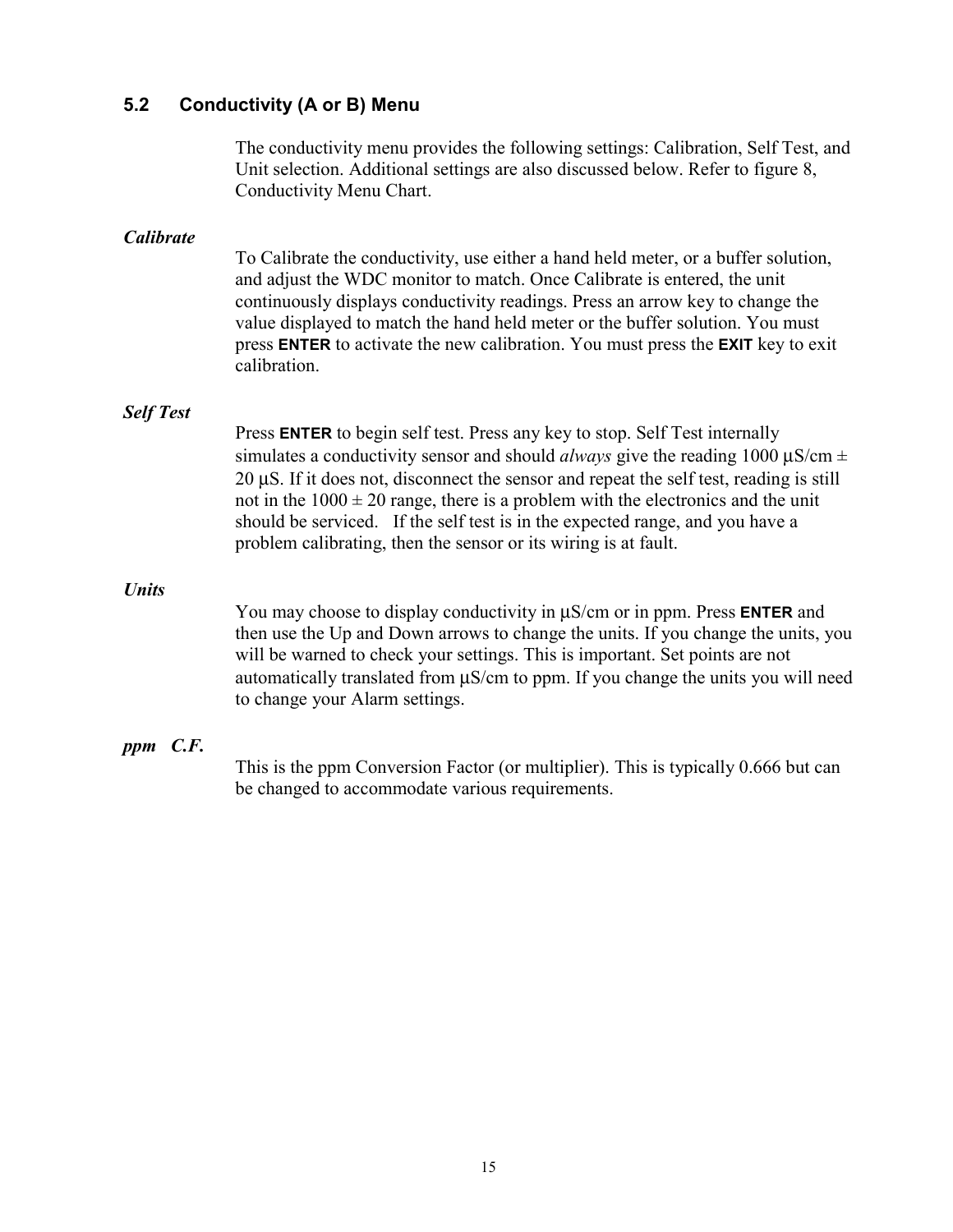## 5.2 Conductivity (A or B) Menu

The conductivity menu provides the following settings: Calibration, Self Test, and Unit selection. Additional settings are also discussed below. Refer to figure 8, Conductivity Menu Chart.

***Calibrate***

To Calibrate the conductivity, use either a hand held meter, or a buffer solution, and adjust the WDC monitor to match. Once Calibrate is entered, the unit continuously displays conductivity readings. Press an arrow key to change the value displayed to match the hand held meter or the buffer solution. You must press **ENTER** to activate the new calibration. You must press the **EXIT** key to exit calibration.

***Self Test***

Press **ENTER** to begin self test. Press any key to stop. Self Test internally simulates a conductivity sensor and should *always* give the reading 1000 μS/cm ± 20 μS. If it does not, disconnect the sensor and repeat the self test, reading is still not in the 1000 ± 20 range, there is a problem with the electronics and the unit should be serviced. If the self test is in the expected range, and you have a problem calibrating, then the sensor or its wiring is at fault.

***Units***

You may choose to display conductivity in μS/cm or in ppm. Press **ENTER** and then use the Up and Down arrows to change the units. If you change the units, you will be warned to check your settings. This is important. Set points are not automatically translated from μS/cm to ppm. If you change the units you will need to change your Alarm settings.

***ppm C.F.***

This is the ppm Conversion Factor (or multiplier). This is typically 0.666 but can be changed to accommodate various requirements.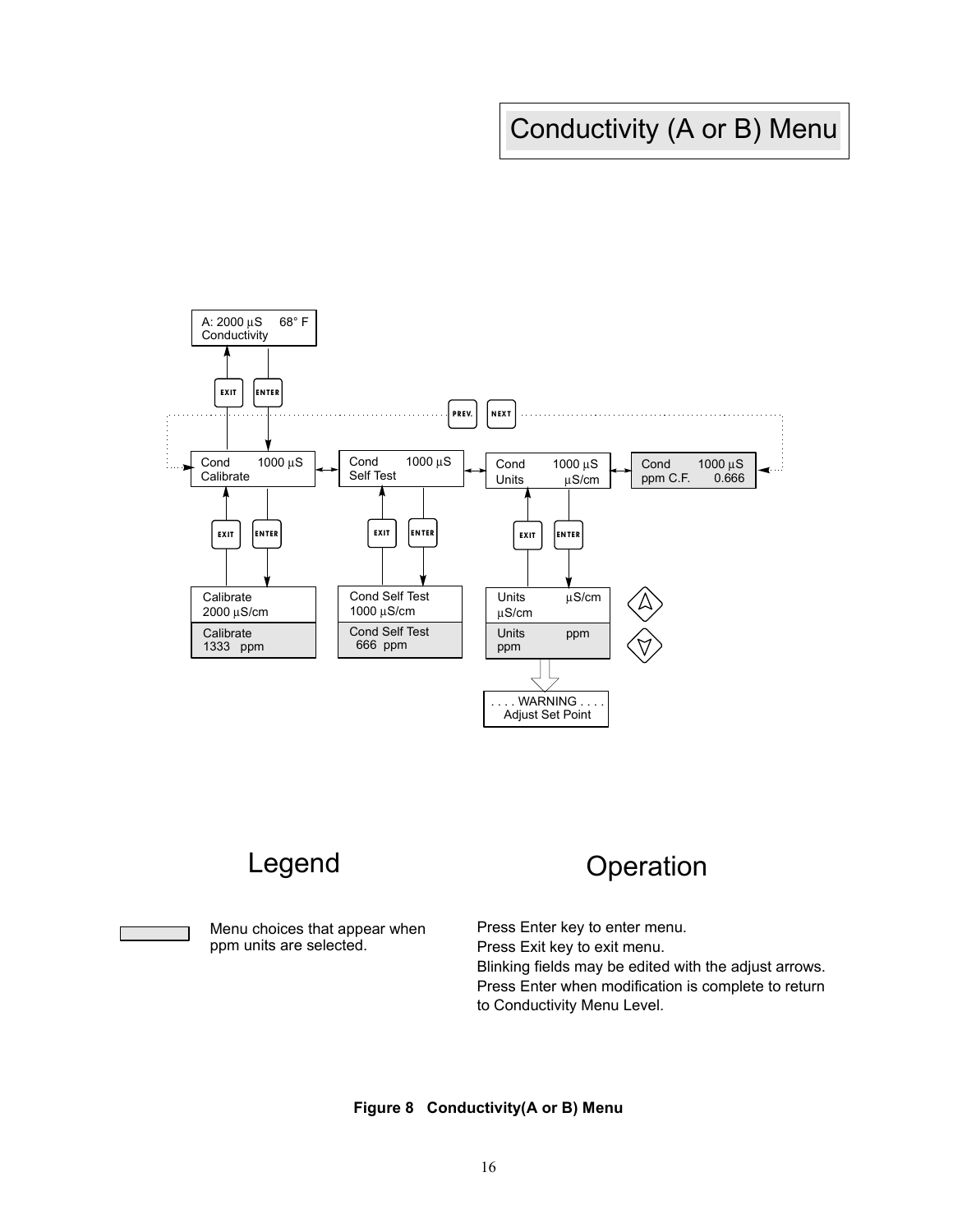# Conductivity (A or B) Menu

A: 2000 µS 68° F
Conductivity

EXIT ENTER

PREV. NEXT

Cond 1000 µS
Calibrate

Cond 1000 µS
Self Test

Cond 1000 µS
Units µS/cm

Cond 1000 µS
ppm C.F. 0.666

EXIT ENTER

Calibrate
2000 µS/cm

Calibrate
1333 ppm

Cond Self Test
1000 µS/cm

Cond Self Test
666 ppm

Units µS/cm
µS/cm

Units ppm
ppm

. . . . WARNING . . . .
Adjust Set Point

## Legend

Menu choices that appear when ppm units are selected.

## Operation

Press Enter key to enter menu.
Press Exit key to exit menu.
Blinking fields may be edited with the adjust arrows.
Press Enter when modification is complete to return to Conductivity Menu Level.

**Figure 8 Conductivity(A or B) Menu**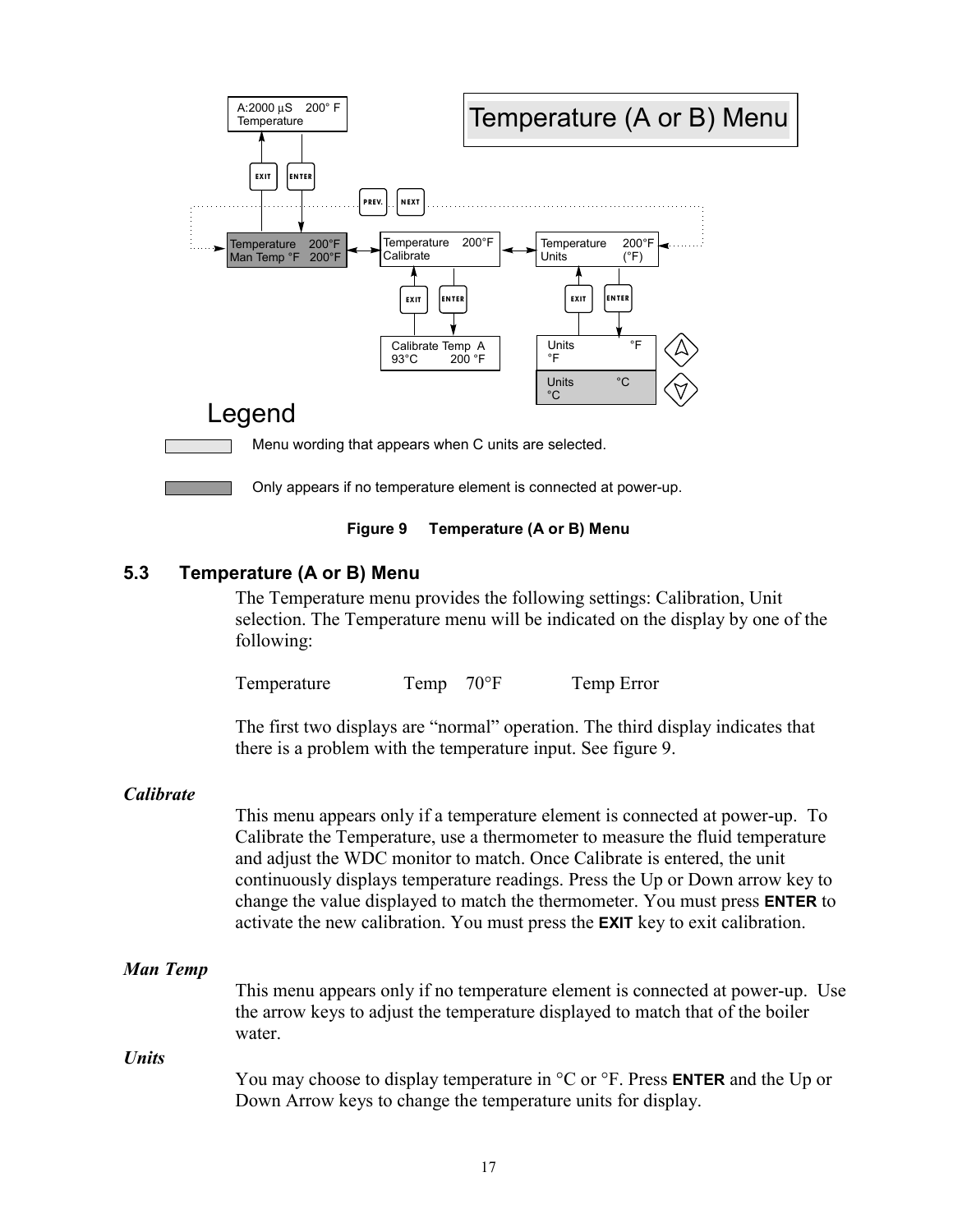Temperature (A or B) Menu

A:2000 µS 200° F
Temperature

EXIT ENTER

PREV. NEXT

Temperature 200°F
Man Temp °F 200°F

Temperature 200°F
Calibrate

Temperature 200°F
Units (°F)

EXIT ENTER

EXIT ENTER

Calibrate Temp A
93°C 200 °F

Units °F
°F

Units °C
°C

Legend

Menu wording that appears when C units are selected.

Only appears if no temperature element is connected at power-up.

**Figure 9 Temperature (A or B) Menu**

## 5.3 Temperature (A or B) Menu

The Temperature menu provides the following settings: Calibration, Unit selection. The Temperature menu will be indicated on the display by one of the following:

Temperature Temp 70°F Temp Error

The first two displays are "normal" operation. The third display indicates that there is a problem with the temperature input. See figure 9.

***Calibrate***

This menu appears only if a temperature element is connected at power-up. To Calibrate the Temperature, use a thermometer to measure the fluid temperature and adjust the WDC monitor to match. Once Calibrate is entered, the unit continuously displays temperature readings. Press the Up or Down arrow key to change the value displayed to match the thermometer. You must press **ENTER** to activate the new calibration. You must press the **EXIT** key to exit calibration.

***Man Temp***

This menu appears only if no temperature element is connected at power-up. Use the arrow keys to adjust the temperature displayed to match that of the boiler water.

***Units***

You may choose to display temperature in °C or °F. Press **ENTER** and the Up or Down Arrow keys to change the temperature units for display.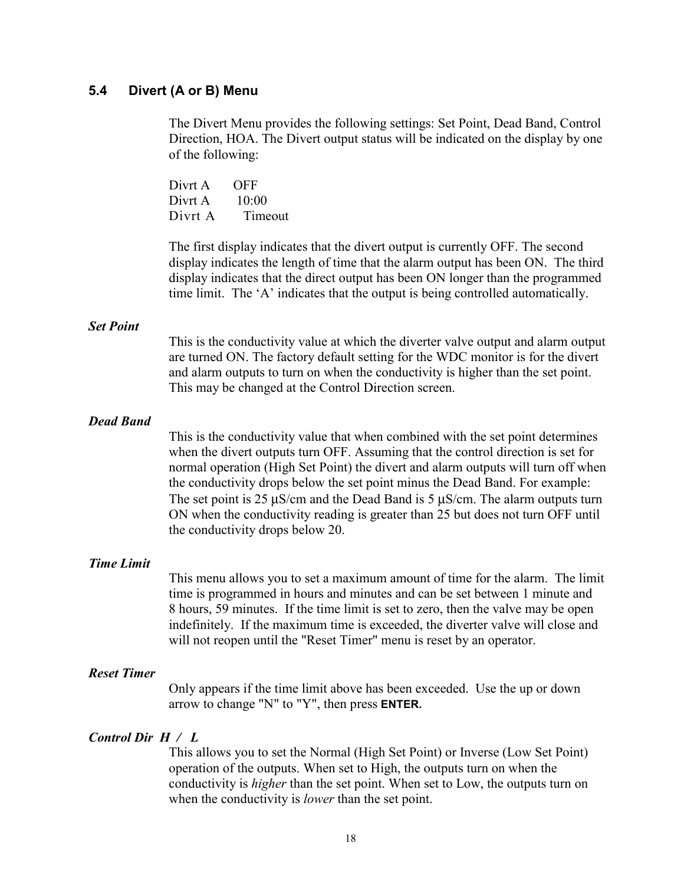## 5.4 Divert (A or B) Menu

The Divert Menu provides the following settings: Set Point, Dead Band, Control Direction, HOA. The Divert output status will be indicated on the display by one of the following:

```
Divrt A      OFF
Divrt A      10:00
Divrt A      Timeout
```

The first display indicates that the divert output is currently OFF. The second display indicates the length of time that the alarm output has been ON. The third display indicates that the direct output has been ON longer than the programmed time limit. The 'A' indicates that the output is being controlled automatically.

***Set Point***

This is the conductivity value at which the diverter valve output and alarm output are turned ON. The factory default setting for the WDC monitor is for the divert and alarm outputs to turn on when the conductivity is higher than the set point. This may be changed at the Control Direction screen.

***Dead Band***

This is the conductivity value that when combined with the set point determines when the divert outputs turn OFF. Assuming that the control direction is set for normal operation (High Set Point) the divert and alarm outputs will turn off when the conductivity drops below the set point minus the Dead Band. For example: The set point is 25 μS/cm and the Dead Band is 5 μS/cm. The alarm outputs turn ON when the conductivity reading is greater than 25 but does not turn OFF until the conductivity drops below 20.

***Time Limit***

This menu allows you to set a maximum amount of time for the alarm. The limit time is programmed in hours and minutes and can be set between 1 minute and 8 hours, 59 minutes. If the time limit is set to zero, then the valve may be open indefinitely. If the maximum time is exceeded, the diverter valve will close and will not reopen until the "Reset Timer" menu is reset by an operator.

***Reset Timer***

Only appears if the time limit above has been exceeded. Use the up or down arrow to change "N" to "Y", then press **ENTER.**

***Control Dir H / L***

This allows you to set the Normal (High Set Point) or Inverse (Low Set Point) operation of the outputs. When set to High, the outputs turn on when the conductivity is *higher* than the set point. When set to Low, the outputs turn on when the conductivity is *lower* than the set point.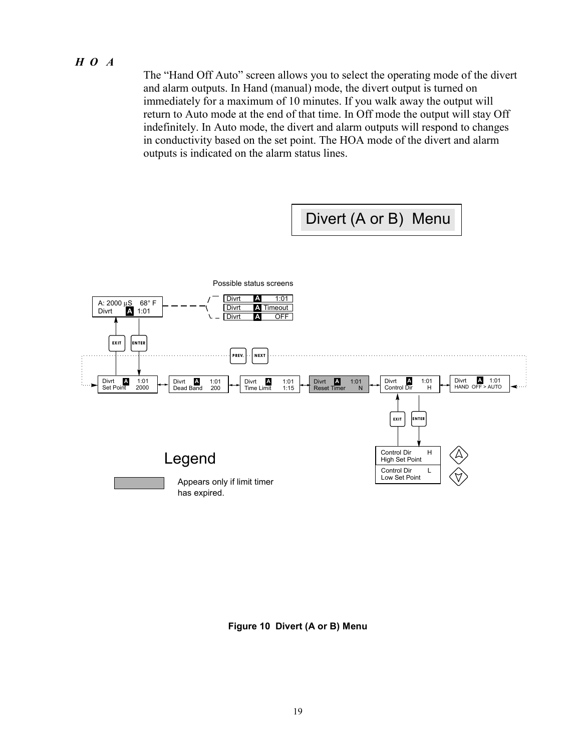*H O A*

The "Hand Off Auto" screen allows you to select the operating mode of the divert and alarm outputs. In Hand (manual) mode, the divert output is turned on immediately for a maximum of 10 minutes. If you walk away the output will return to Auto mode at the end of that time. In Off mode the output will stay Off indefinitely. In Auto mode, the divert and alarm outputs will respond to changes in conductivity based on the set point. The HOA mode of the divert and alarm outputs is indicated on the alarm status lines.

Divert (A or B) Menu

Possible status screens

A: 2000 µS 68° F
Divrt A 1:01

Divrt A 1:01
Divrt A Timeout
Divrt A OFF

EXIT ENTER

PREV. NEXT

Divrt A 1:01
Set Point 2000

Divrt A 1:01
Dead Band 200

Divrt A 1:01
Time Limit 1:15

Divrt A 1:01
Reset Timer N

Divrt A 1:01
Control Dir H

Divrt A 1:01
HAND OFF > AUTO

EXIT ENTER

Control Dir H
High Set Point

Control Dir L
Low Set Point

Legend

Appears only if limit timer has expired.

**Figure 10 Divert (A or B) Menu**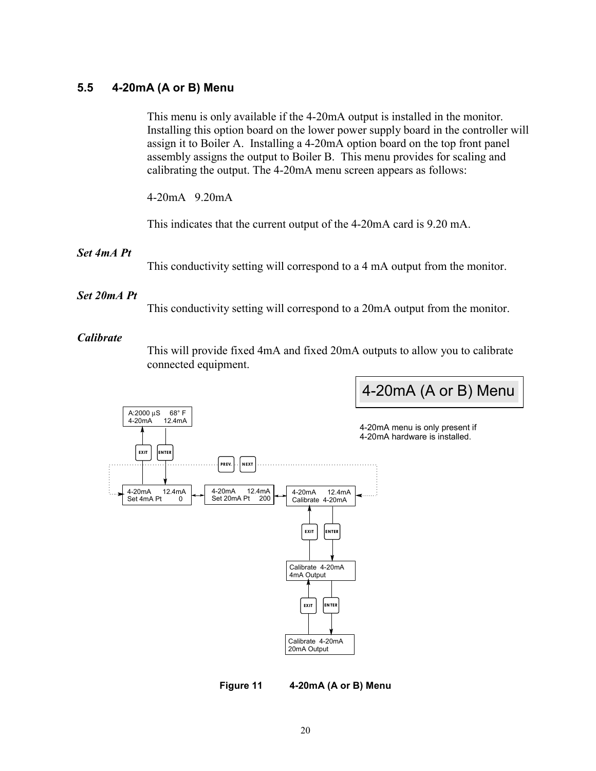## 5.5 4-20mA (A or B) Menu

This menu is only available if the 4-20mA output is installed in the monitor. Installing this option board on the lower power supply board in the controller will assign it to Boiler A. Installing a 4-20mA option board on the top front panel assembly assigns the output to Boiler B. This menu provides for scaling and calibrating the output. The 4-20mA menu screen appears as follows:

4-20mA 9.20mA

This indicates that the current output of the 4-20mA card is 9.20 mA.

***Set 4mA Pt***

This conductivity setting will correspond to a 4 mA output from the monitor.

***Set 20mA Pt***

This conductivity setting will correspond to a 20mA output from the monitor.

***Calibrate***

This will provide fixed 4mA and fixed 20mA outputs to allow you to calibrate connected equipment.

4-20mA (A or B) Menu

4-20mA menu is only present if 4-20mA hardware is installed.

A:2000 µS 68° F
4-20mA 12.4mA

EXIT ENTER

PREV. NEXT

4-20mA 12.4mA
Set 4mA Pt 0

4-20mA 12.4mA
Set 20mA Pt 200

4-20mA 12.4mA
Calibrate 4-20mA

EXIT ENTER

Calibrate 4-20mA
4mA Output

EXIT ENTER

Calibrate 4-20mA
20mA Output

**Figure 11 4-20mA (A or B) Menu**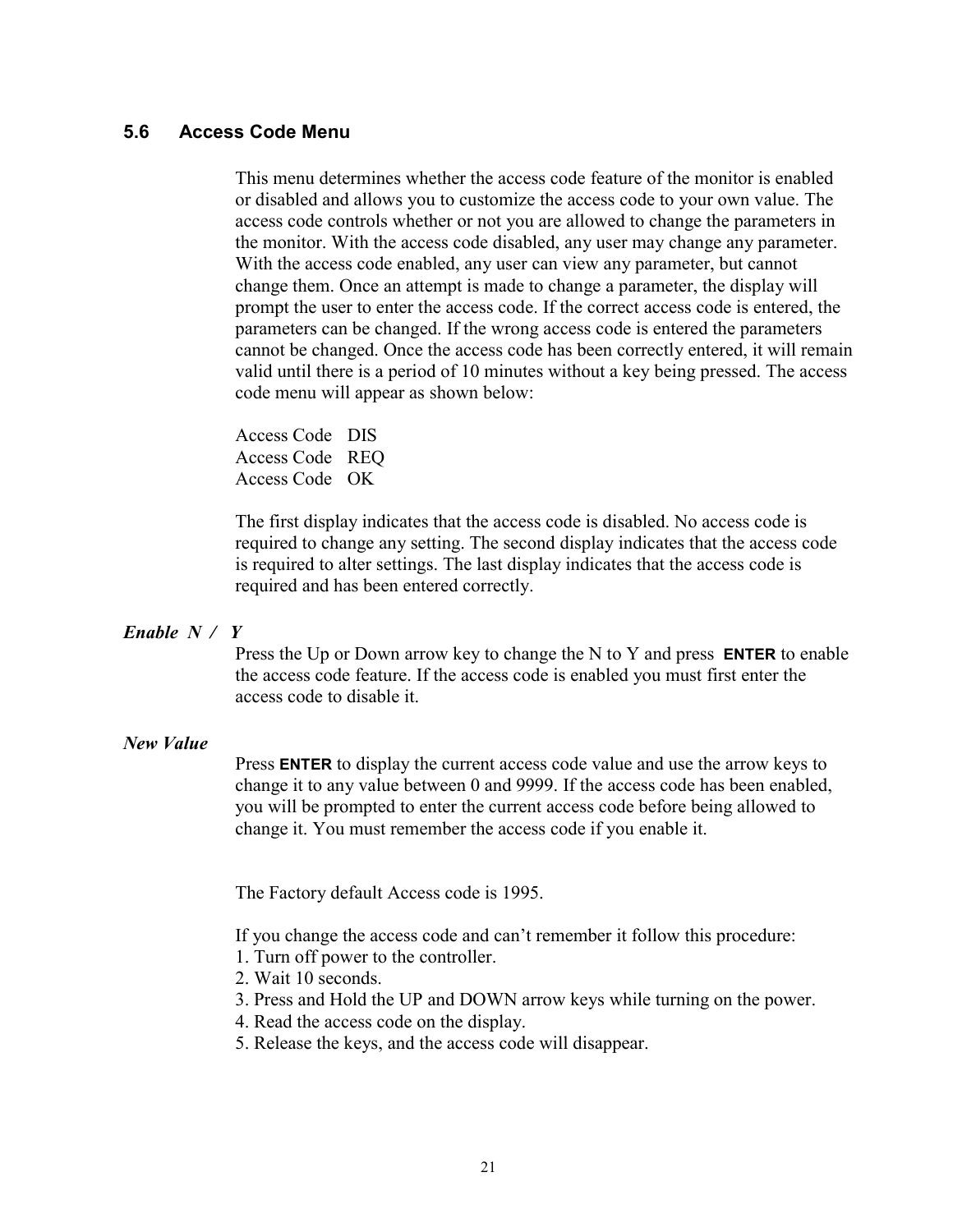## 5.6 Access Code Menu

This menu determines whether the access code feature of the monitor is enabled or disabled and allows you to customize the access code to your own value. The access code controls whether or not you are allowed to change the parameters in the monitor. With the access code disabled, any user may change any parameter. With the access code enabled, any user can view any parameter, but cannot change them. Once an attempt is made to change a parameter, the display will prompt the user to enter the access code. If the correct access code is entered, the parameters can be changed. If the wrong access code is entered the parameters cannot be changed. Once the access code has been correctly entered, it will remain valid until there is a period of 10 minutes without a key being pressed. The access code menu will appear as shown below:

Access Code DIS
Access Code REQ
Access Code OK

The first display indicates that the access code is disabled. No access code is required to change any setting. The second display indicates that the access code is required to alter settings. The last display indicates that the access code is required and has been entered correctly.

***Enable N / Y***

Press the Up or Down arrow key to change the N to Y and press **ENTER** to enable the access code feature. If the access code is enabled you must first enter the access code to disable it.

***New Value***

Press **ENTER** to display the current access code value and use the arrow keys to change it to any value between 0 and 9999. If the access code has been enabled, you will be prompted to enter the current access code before being allowed to change it. You must remember the access code if you enable it.

The Factory default Access code is 1995.

If you change the access code and can't remember it follow this procedure:

1. Turn off power to the controller.
2. Wait 10 seconds.
3. Press and Hold the UP and DOWN arrow keys while turning on the power.
4. Read the access code on the display.
5. Release the keys, and the access code will disappear.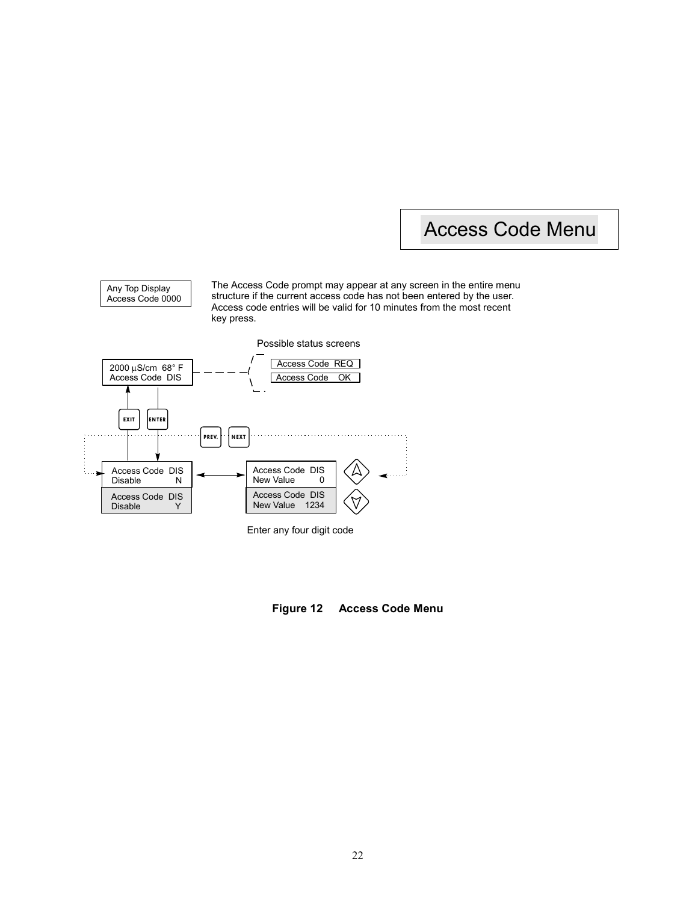# Access Code Menu

Any Top Display
Access Code 0000

The Access Code prompt may appear at any screen in the entire menu structure if the current access code has not been entered by the user. Access code entries will be valid for 10 minutes from the most recent key press.

Possible status screens

2000 µS/cm 68° F
Access Code DIS

Access Code REQ

Access Code OK

EXIT ENTER

PREV. NEXT

Access Code DIS
Disable N

Access Code DIS
Disable Y

Access Code DIS
New Value 0

Access Code DIS
New Value 1234

Enter any four digit code

**Figure 12 Access Code Menu**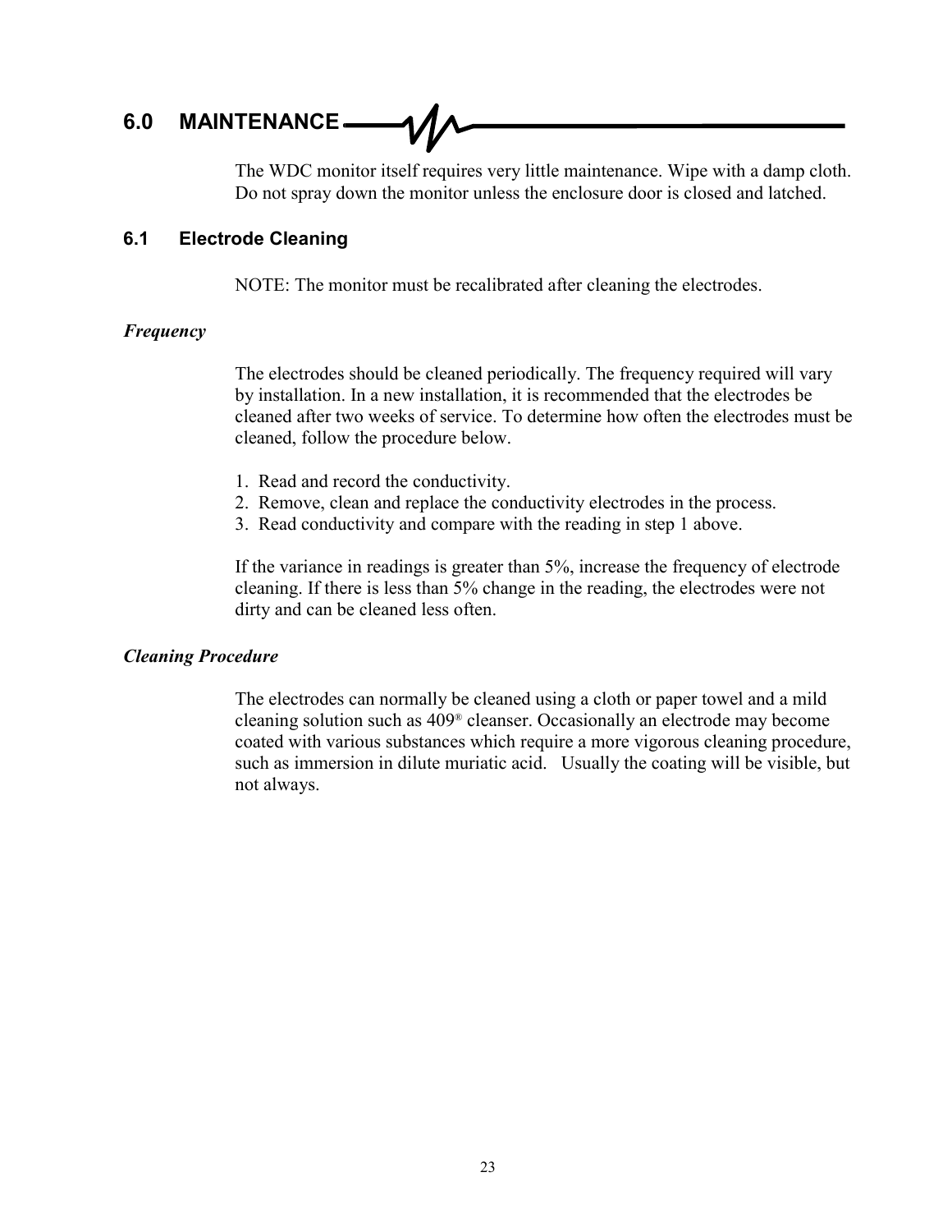# 6.0 MAINTENANCE

The WDC monitor itself requires very little maintenance. Wipe with a damp cloth. Do not spray down the monitor unless the enclosure door is closed and latched.

## 6.1 Electrode Cleaning

NOTE: The monitor must be recalibrated after cleaning the electrodes.

### *Frequency*

The electrodes should be cleaned periodically. The frequency required will vary by installation. In a new installation, it is recommended that the electrodes be cleaned after two weeks of service. To determine how often the electrodes must be cleaned, follow the procedure below.

1. Read and record the conductivity.
2. Remove, clean and replace the conductivity electrodes in the process.
3. Read conductivity and compare with the reading in step 1 above.

If the variance in readings is greater than 5%, increase the frequency of electrode cleaning. If there is less than 5% change in the reading, the electrodes were not dirty and can be cleaned less often.

### *Cleaning Procedure*

The electrodes can normally be cleaned using a cloth or paper towel and a mild cleaning solution such as 409® cleanser. Occasionally an electrode may become coated with various substances which require a more vigorous cleaning procedure, such as immersion in dilute muriatic acid. Usually the coating will be visible, but not always.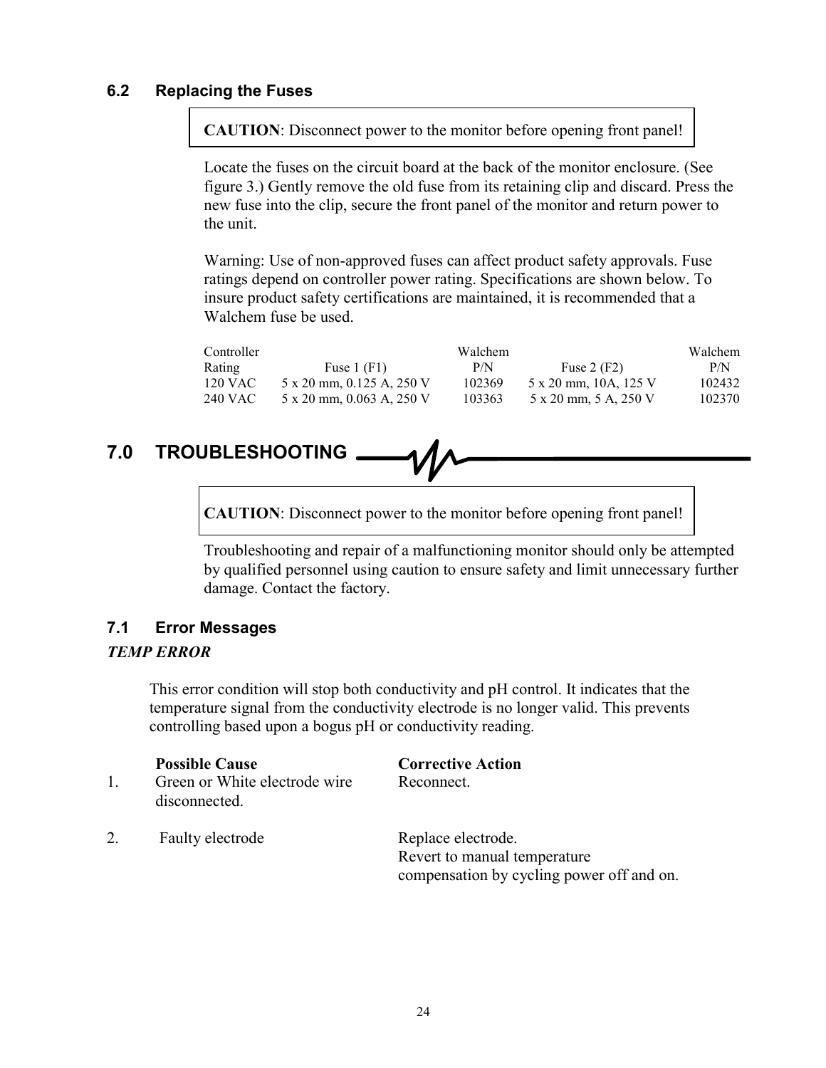### 6.2 Replacing the Fuses

**CAUTION**: Disconnect power to the monitor before opening front panel!

Locate the fuses on the circuit board at the back of the monitor enclosure. (See figure 3.) Gently remove the old fuse from its retaining clip and discard. Press the new fuse into the clip, secure the front panel of the monitor and return power to the unit.

Warning: Use of non-approved fuses can affect product safety approvals. Fuse ratings depend on controller power rating. Specifications are shown below. To insure product safety certifications are maintained, it is recommended that a Walchem fuse be used.

| Controller Rating | Fuse 1 (F1) | Walchem P/N | Fuse 2 (F2) | Walchem P/N |
|---|---|---|---|---|
| 120 VAC | 5 x 20 mm, 0.125 A, 250 V | 102369 | 5 x 20 mm, 10A, 125 V | 102432 |
| 240 VAC | 5 x 20 mm, 0.063 A, 250 V | 103363 | 5 x 20 mm, 5 A, 250 V | 102370 |

## 7.0 TROUBLESHOOTING

**CAUTION**: Disconnect power to the monitor before opening front panel!

Troubleshooting and repair of a malfunctioning monitor should only be attempted by qualified personnel using caution to ensure safety and limit unnecessary further damage. Contact the factory.

### 7.1 Error Messages

***TEMP ERROR***

This error condition will stop both conductivity and pH control. It indicates that the temperature signal from the conductivity electrode is no longer valid. This prevents controlling based upon a bogus pH or conductivity reading.

| | Possible Cause | Corrective Action |
|---|---|---|
| 1. | Green or White electrode wire disconnected. | Reconnect. |
| 2. | Faulty electrode | Replace electrode. Revert to manual temperature compensation by cycling power off and on. |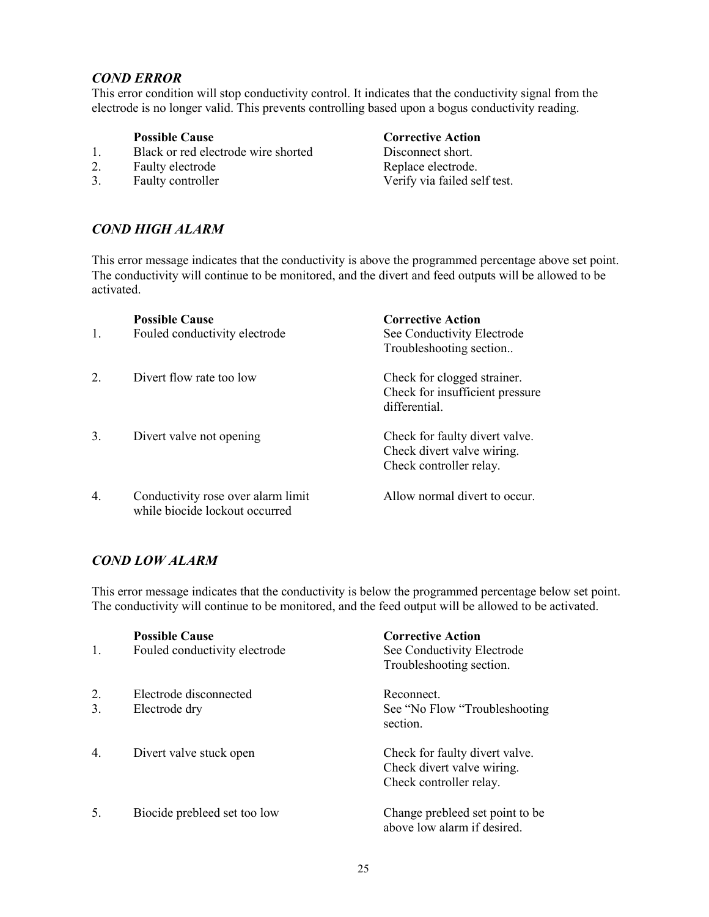### *COND ERROR*

This error condition will stop conductivity control. It indicates that the conductivity signal from the electrode is no longer valid. This prevents controlling based upon a bogus conductivity reading.

| | **Possible Cause** | **Corrective Action** |
|---|---|---|
| 1. | Black or red electrode wire shorted | Disconnect short. |
| 2. | Faulty electrode | Replace electrode. |
| 3. | Faulty controller | Verify via failed self test. |

### *COND HIGH ALARM*

This error message indicates that the conductivity is above the programmed percentage above set point. The conductivity will continue to be monitored, and the divert and feed outputs will be allowed to be activated.

| | **Possible Cause** | **Corrective Action** |
|---|---|---|
| 1. | Fouled conductivity electrode | See Conductivity Electrode Troubleshooting section.. |
| 2. | Divert flow rate too low | Check for clogged strainer. Check for insufficient pressure differential. |
| 3. | Divert valve not opening | Check for faulty divert valve. Check divert valve wiring. Check controller relay. |
| 4. | Conductivity rose over alarm limit while biocide lockout occurred | Allow normal divert to occur. |

### *COND LOW ALARM*

This error message indicates that the conductivity is below the programmed percentage below set point. The conductivity will continue to be monitored, and the feed output will be allowed to be activated.

| | **Possible Cause** | **Corrective Action** |
|---|---|---|
| 1. | Fouled conductivity electrode | See Conductivity Electrode Troubleshooting section. |
| 2. | Electrode disconnected | Reconnect. |
| 3. | Electrode dry | See "No Flow "Troubleshooting section. |
| 4. | Divert valve stuck open | Check for faulty divert valve. Check divert valve wiring. Check controller relay. |
| 5. | Biocide prebleed set too low | Change prebleed set point to be above low alarm if desired. |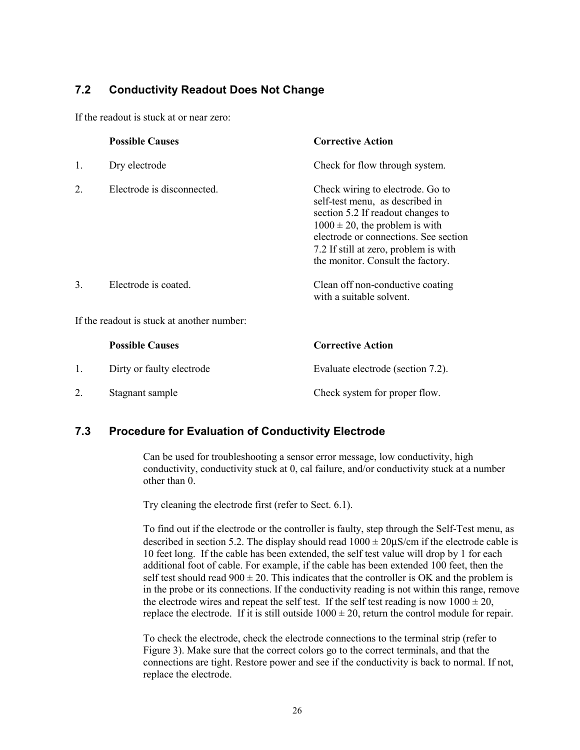## 7.2 Conductivity Readout Does Not Change

If the readout is stuck at or near zero:

| | Possible Causes | Corrective Action |
|---|---|---|
| 1. | Dry electrode | Check for flow through system. |
| 2. | Electrode is disconnected. | Check wiring to electrode. Go to self-test menu, as described in section 5.2 If readout changes to $1000 \pm 20$, the problem is with electrode or connections. See section 7.2 If still at zero, problem is with the monitor. Consult the factory. |
| 3. | Electrode is coated. | Clean off non-conductive coating with a suitable solvent. |

If the readout is stuck at another number:

| | Possible Causes | Corrective Action |
|---|---|---|
| 1. | Dirty or faulty electrode | Evaluate electrode (section 7.2). |
| 2. | Stagnant sample | Check system for proper flow. |

## 7.3 Procedure for Evaluation of Conductivity Electrode

Can be used for troubleshooting a sensor error message, low conductivity, high conductivity, conductivity stuck at 0, cal failure, and/or conductivity stuck at a number other than 0.

Try cleaning the electrode first (refer to Sect. 6.1).

To find out if the electrode or the controller is faulty, step through the Self-Test menu, as described in section 5.2. The display should read $1000 \pm 20$µS/cm if the electrode cable is 10 feet long. If the cable has been extended, the self test value will drop by 1 for each additional foot of cable. For example, if the cable has been extended 100 feet, then the self test should read $900 \pm 20$. This indicates that the controller is OK and the problem is in the probe or its connections. If the conductivity reading is not within this range, remove the electrode wires and repeat the self test. If the self test reading is now $1000 \pm 20$, replace the electrode. If it is still outside $1000 \pm 20$, return the control module for repair.

To check the electrode, check the electrode connections to the terminal strip (refer to Figure 3). Make sure that the correct colors go to the correct terminals, and that the connections are tight. Restore power and see if the conductivity is back to normal. If not, replace the electrode.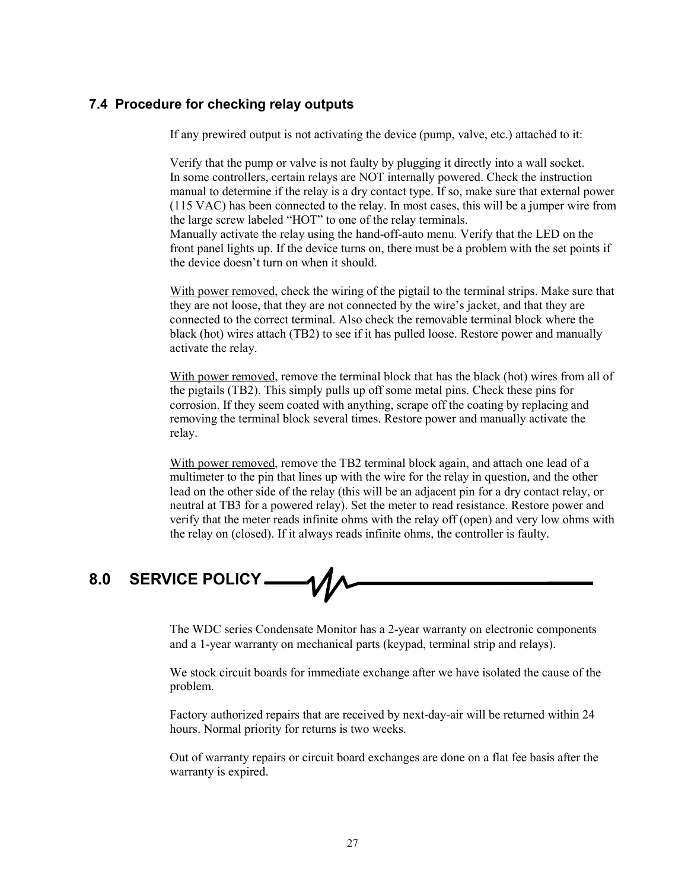## 7.4 Procedure for checking relay outputs

If any prewired output is not activating the device (pump, valve, etc.) attached to it:

Verify that the pump or valve is not faulty by plugging it directly into a wall socket.
In some controllers, certain relays are NOT internally powered. Check the instruction manual to determine if the relay is a dry contact type. If so, make sure that external power (115 VAC) has been connected to the relay. In most cases, this will be a jumper wire from the large screw labeled "HOT" to one of the relay terminals.
Manually activate the relay using the hand-off-auto menu. Verify that the LED on the front panel lights up. If the device turns on, there must be a problem with the set points if the device doesn't turn on when it should.

<u>With power removed</u>, check the wiring of the pigtail to the terminal strips. Make sure that they are not loose, that they are not connected by the wire's jacket, and that they are connected to the correct terminal. Also check the removable terminal block where the black (hot) wires attach (TB2) to see if it has pulled loose. Restore power and manually activate the relay.

<u>With power removed</u>, remove the terminal block that has the black (hot) wires from all of the pigtails (TB2). This simply pulls up off some metal pins. Check these pins for corrosion. If they seem coated with anything, scrape off the coating by replacing and removing the terminal block several times. Restore power and manually activate the relay.

<u>With power removed</u>, remove the TB2 terminal block again, and attach one lead of a multimeter to the pin that lines up with the wire for the relay in question, and the other lead on the other side of the relay (this will be an adjacent pin for a dry contact relay, or neutral at TB3 for a powered relay). Set the meter to read resistance. Restore power and verify that the meter reads infinite ohms with the relay off (open) and very low ohms with the relay on (closed). If it always reads infinite ohms, the controller is faulty.

# 8.0 SERVICE POLICY

The WDC series Condensate Monitor has a 2-year warranty on electronic components and a 1-year warranty on mechanical parts (keypad, terminal strip and relays).

We stock circuit boards for immediate exchange after we have isolated the cause of the problem.

Factory authorized repairs that are received by next-day-air will be returned within 24 hours. Normal priority for returns is two weeks.

Out of warranty repairs or circuit board exchanges are done on a flat fee basis after the warranty is expired.